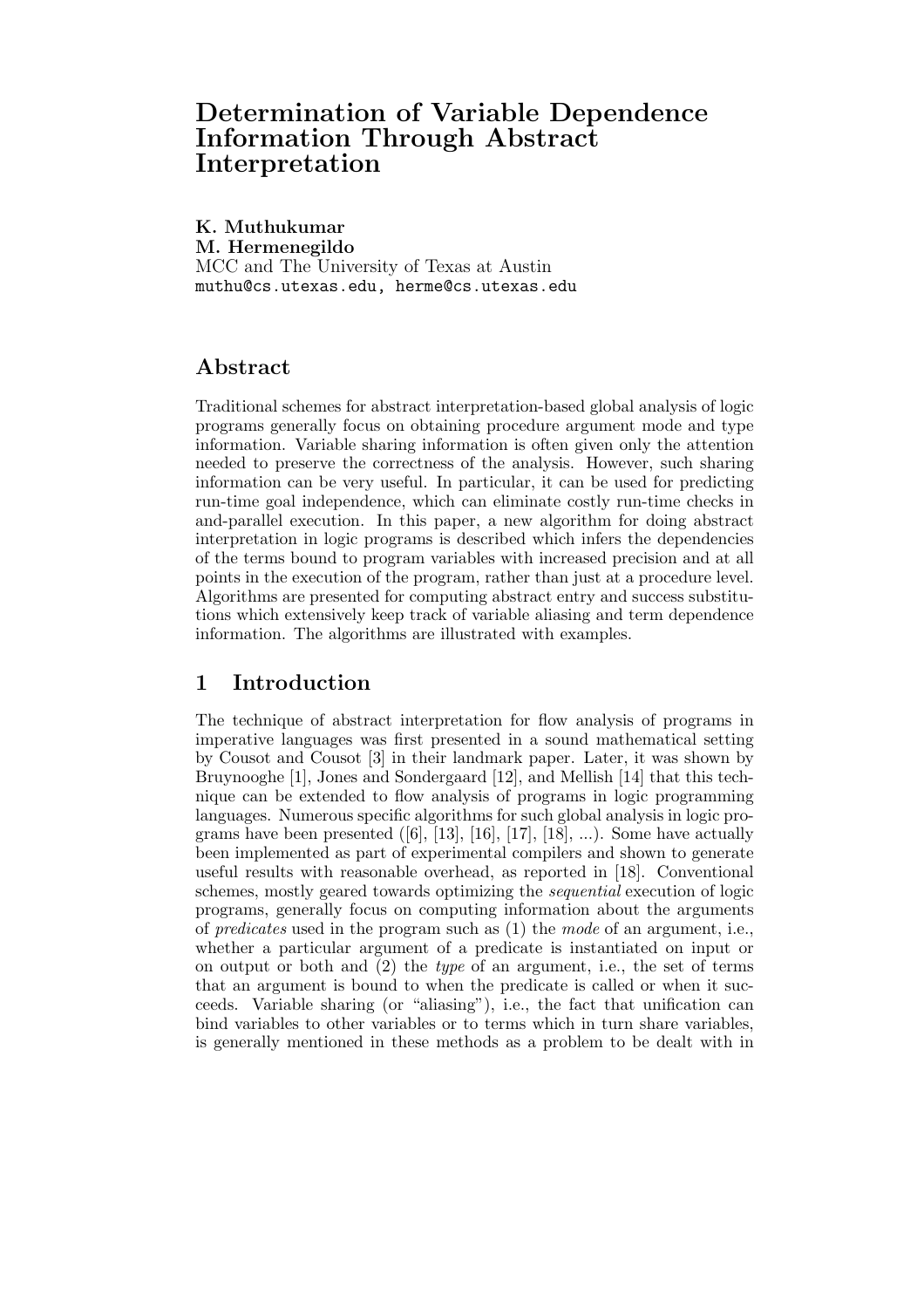# Determination of Variable Dependence Information Through Abstract Interpretation

**K. Muthukumar**
**M. Hermenegildo**
MCC and The University of Texas at Austin
muthu@cs.utexas.edu, herme@cs.utexas.edu

## Abstract

Traditional schemes for abstract interpretation-based global analysis of logic programs generally focus on obtaining procedure argument mode and type information. Variable sharing information is often given only the attention needed to preserve the correctness of the analysis. However, such sharing information can be very useful. In particular, it can be used for predicting run-time goal independence, which can eliminate costly run-time checks in and-parallel execution. In this paper, a new algorithm for doing abstract interpretation in logic programs is described which infers the dependencies of the terms bound to program variables with increased precision and at all points in the execution of the program, rather than just at a procedure level. Algorithms are presented for computing abstract entry and success substitutions which extensively keep track of variable aliasing and term dependence information. The algorithms are illustrated with examples.

## 1 Introduction

The technique of abstract interpretation for flow analysis of programs in imperative languages was first presented in a sound mathematical setting by Cousot and Cousot [3] in their landmark paper. Later, it was shown by Bruynooghe [1], Jones and Sondergaard [12], and Mellish [14] that this technique can be extended to flow analysis of programs in logic programming languages. Numerous specific algorithms for such global analysis in logic programs have been presented ([6], [13], [16], [17], [18], ...). Some have actually been implemented as part of experimental compilers and shown to generate useful results with reasonable overhead, as reported in [18]. Conventional schemes, mostly geared towards optimizing the *sequential* execution of logic programs, generally focus on computing information about the arguments of *predicates* used in the program such as (1) the *mode* of an argument, i.e., whether a particular argument of a predicate is instantiated on input or on output or both and (2) the *type* of an argument, i.e., the set of terms that an argument is bound to when the predicate is called or when it succeeds. Variable sharing (or "aliasing"), i.e., the fact that unification can bind variables to other variables or to terms which in turn share variables, is generally mentioned in these methods as a problem to be dealt with in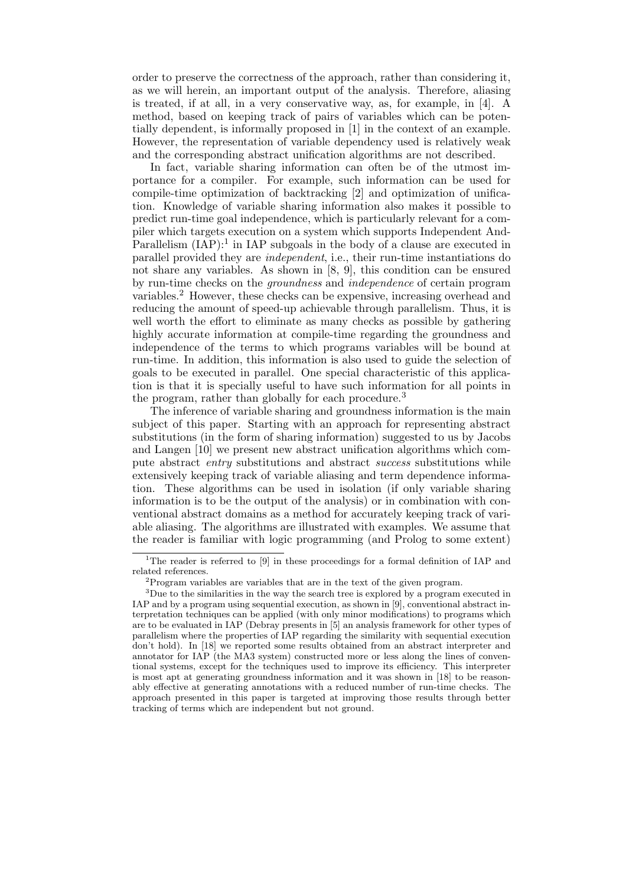order to preserve the correctness of the approach, rather than considering it, as we will herein, an important output of the analysis. Therefore, aliasing is treated, if at all, in a very conservative way, as, for example, in [4]. A method, based on keeping track of pairs of variables which can be potentially dependent, is informally proposed in [1] in the context of an example. However, the representation of variable dependency used is relatively weak and the corresponding abstract unification algorithms are not described.

In fact, variable sharing information can often be of the utmost importance for a compiler. For example, such information can be used for compile-time optimization of backtracking [2] and optimization of unification. Knowledge of variable sharing information also makes it possible to predict run-time goal independence, which is particularly relevant for a compiler which targets execution on a system which supports Independent And-Parallelism (IAP):[1] in IAP subgoals in the body of a clause are executed in parallel provided they are *independent*, i.e., their run-time instantiations do not share any variables. As shown in [8, 9], this condition can be ensured by run-time checks on the *groundness* and *independence* of certain program variables.[2] However, these checks can be expensive, increasing overhead and reducing the amount of speed-up achievable through parallelism. Thus, it is well worth the effort to eliminate as many checks as possible by gathering highly accurate information at compile-time regarding the groundness and independence of the terms to which programs variables will be bound at run-time. In addition, this information is also used to guide the selection of goals to be executed in parallel. One special characteristic of this application is that it is specially useful to have such information for all points in the program, rather than globally for each procedure.[3]

The inference of variable sharing and groundness information is the main subject of this paper. Starting with an approach for representing abstract substitutions (in the form of sharing information) suggested to us by Jacobs and Langen [10] we present new abstract unification algorithms which compute abstract *entry* substitutions and abstract *success* substitutions while extensively keeping track of variable aliasing and term dependence information. These algorithms can be used in isolation (if only variable sharing information is to be the output of the analysis) or in combination with conventional abstract domains as a method for accurately keeping track of variable aliasing. The algorithms are illustrated with examples. We assume that the reader is familiar with logic programming (and Prolog to some extent)

---

[1] The reader is referred to [9] in these proceedings for a formal definition of IAP and related references.

[2] Program variables are variables that are in the text of the given program.

[3] Due to the similarities in the way the search tree is explored by a program executed in IAP and by a program using sequential execution, as shown in [9], conventional abstract interpretation techniques can be applied (with only minor modifications) to programs which are to be evaluated in IAP (Debray presents in [5] an analysis framework for other types of parallelism where the properties of IAP regarding the similarity with sequential execution don't hold). In [18] we reported some results obtained from an abstract interpreter and annotator for IAP (the MA3 system) constructed more or less along the lines of conventional systems, except for the techniques used to improve its efficiency. This interpreter is most apt at generating groundness information and it was shown in [18] to be reasonably effective at generating annotations with a reduced number of run-time checks. The approach presented in this paper is targeted at improving those results through better tracking of terms which are independent but not ground.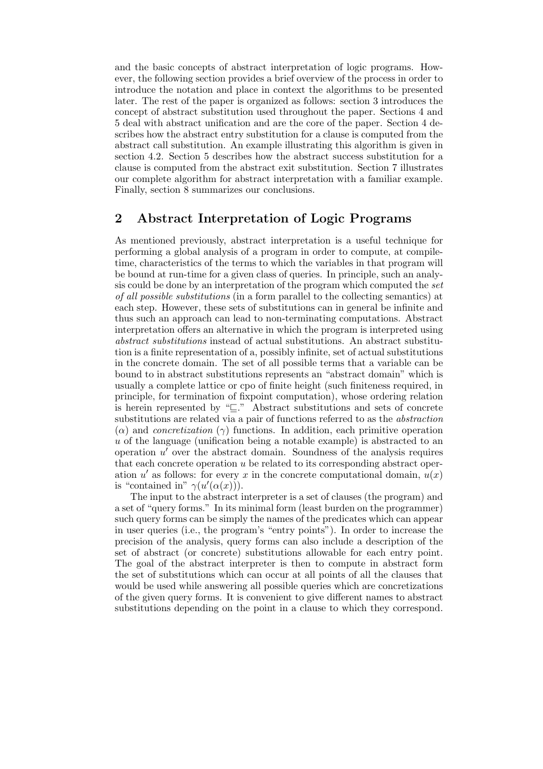and the basic concepts of abstract interpretation of logic programs. However, the following section provides a brief overview of the process in order to introduce the notation and place in context the algorithms to be presented later. The rest of the paper is organized as follows: section 3 introduces the concept of abstract substitution used throughout the paper. Sections 4 and 5 deal with abstract unification and are the core of the paper. Section 4 describes how the abstract entry substitution for a clause is computed from the abstract call substitution. An example illustrating this algorithm is given in section 4.2. Section 5 describes how the abstract success substitution for a clause is computed from the abstract exit substitution. Section 7 illustrates our complete algorithm for abstract interpretation with a familiar example. Finally, section 8 summarizes our conclusions.

## 2 Abstract Interpretation of Logic Programs

As mentioned previously, abstract interpretation is a useful technique for performing a global analysis of a program in order to compute, at compile-time, characteristics of the terms to which the variables in that program will be bound at run-time for a given class of queries. In principle, such an analysis could be done by an interpretation of the program which computed the *set of all possible substitutions* (in a form parallel to the collecting semantics) at each step. However, these sets of substitutions can in general be infinite and thus such an approach can lead to non-terminating computations. Abstract interpretation offers an alternative in which the program is interpreted using *abstract substitutions* instead of actual substitutions. An abstract substitution is a finite representation of a, possibly infinite, set of actual substitutions in the concrete domain. The set of all possible terms that a variable can be bound to in abstract substitutions represents an "abstract domain" which is usually a complete lattice or cpo of finite height (such finiteness required, in principle, for termination of fixpoint computation), whose ordering relation is herein represented by "$\sqsubseteq$." Abstract substitutions and sets of concrete substitutions are related via a pair of functions referred to as the *abstraction* ($\alpha$) and *concretization* ($\gamma$) functions. In addition, each primitive operation $u$ of the language (unification being a notable example) is abstracted to an operation $u'$ over the abstract domain. Soundness of the analysis requires that each concrete operation $u$ be related to its corresponding abstract operation $u'$ as follows: for every $x$ in the concrete computational domain, $u(x)$ is "contained in" $\gamma(u'(\alpha(x)))$.

The input to the abstract interpreter is a set of clauses (the program) and a set of "query forms." In its minimal form (least burden on the programmer) such query forms can be simply the names of the predicates which can appear in user queries (i.e., the program's "entry points"). In order to increase the precision of the analysis, query forms can also include a description of the set of abstract (or concrete) substitutions allowable for each entry point. The goal of the abstract interpreter is then to compute in abstract form the set of substitutions which can occur at all points of all the clauses that would be used while answering all possible queries which are concretizations of the given query forms. It is convenient to give different names to abstract substitutions depending on the point in a clause to which they correspond.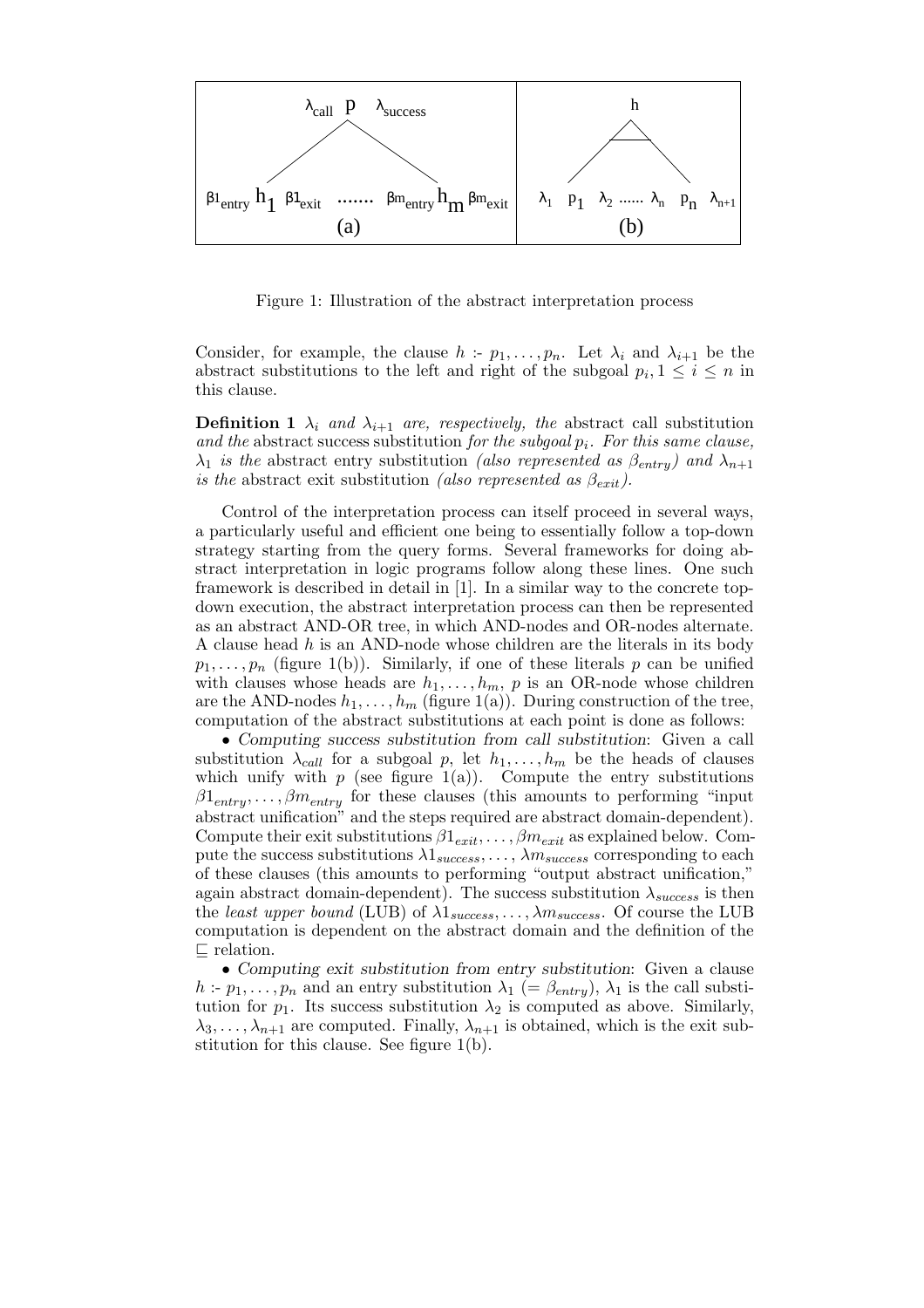Figure 1: Illustration of the abstract interpretation process

Consider, for example, the clause $h$ :- $p_1, \ldots, p_n$. Let $\lambda_i$ and $\lambda_{i+1}$ be the abstract substitutions to the left and right of the subgoal $p_i, 1 \leq i \leq n$ in this clause.

**Definition 1** *$\lambda_i$ and $\lambda_{i+1}$ are, respectively, the* abstract call substitution *and the* abstract success substitution *for the subgoal $p_i$. For this same clause, $\lambda_1$ is the* abstract entry substitution *(also represented as $\beta_{entry}$) and $\lambda_{n+1}$ is the* abstract exit substitution *(also represented as $\beta_{exit}$).*

Control of the interpretation process can itself proceed in several ways, a particularly useful and efficient one being to essentially follow a top-down strategy starting from the query forms. Several frameworks for doing abstract interpretation in logic programs follow along these lines. One such framework is described in detail in [1]. In a similar way to the concrete top-down execution, the abstract interpretation process can then be represented as an abstract AND-OR tree, in which AND-nodes and OR-nodes alternate. A clause head $h$ is an AND-node whose children are the literals in its body $p_1, \ldots, p_n$ (figure 1(b)). Similarly, if one of these literals $p$ can be unified with clauses whose heads are $h_1, \ldots, h_m$, $p$ is an OR-node whose children are the AND-nodes $h_1, \ldots, h_m$ (figure 1(a)). During construction of the tree, computation of the abstract substitutions at each point is done as follows:

• *Computing success substitution from call substitution*: Given a call substitution $\lambda_{call}$ for a subgoal $p$, let $h_1, \ldots, h_m$ be the heads of clauses which unify with $p$ (see figure 1(a)). Compute the entry substitutions $\beta 1_{entry}, \ldots, \beta m_{entry}$ for these clauses (this amounts to performing "input abstract unification" and the steps required are abstract domain-dependent). Compute their exit substitutions $\beta 1_{exit}, \ldots, \beta m_{exit}$ as explained below. Compute the success substitutions $\lambda 1_{success}, \ldots, \lambda m_{success}$ corresponding to each of these clauses (this amounts to performing "output abstract unification," again abstract domain-dependent). The success substitution $\lambda_{success}$ is then the *least upper bound* (LUB) of $\lambda 1_{success}, \ldots, \lambda m_{success}$. Of course the LUB computation is dependent on the abstract domain and the definition of the $\sqsubseteq$ relation.

• *Computing exit substitution from entry substitution*: Given a clause $h$ :- $p_1, \ldots, p_n$ and an entry substitution $\lambda_1$ ($= \beta_{entry}$), $\lambda_1$ is the call substitution for $p_1$. Its success substitution $\lambda_2$ is computed as above. Similarly, $\lambda_3, \ldots, \lambda_{n+1}$ are computed. Finally, $\lambda_{n+1}$ is obtained, which is the exit substitution for this clause. See figure 1(b).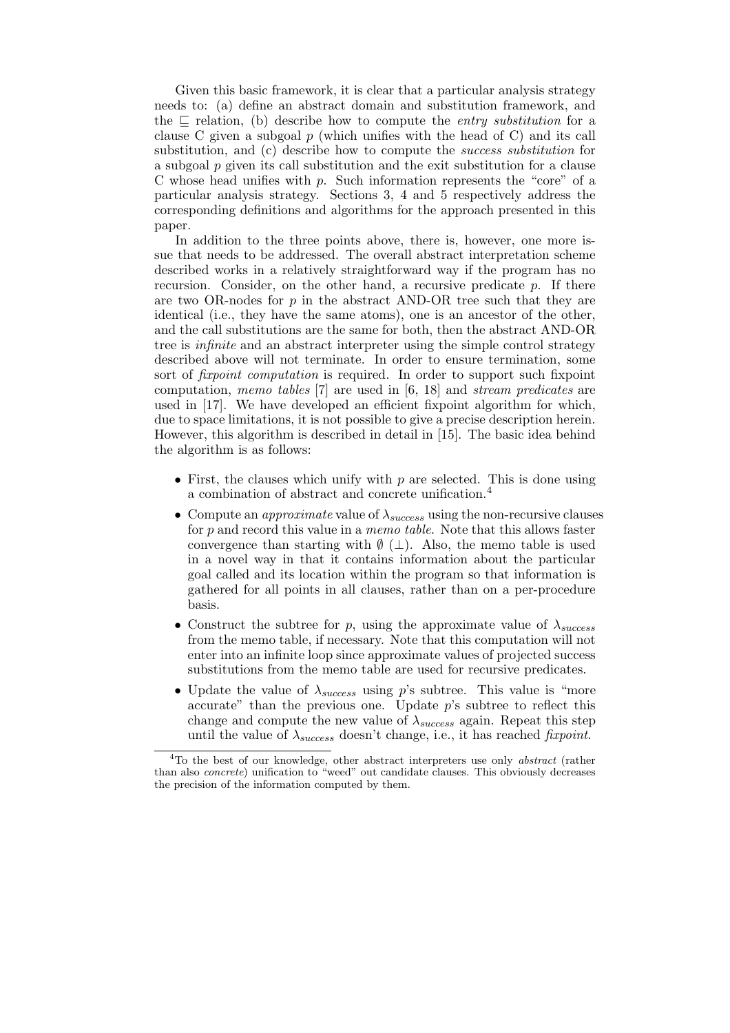Given this basic framework, it is clear that a particular analysis strategy needs to: (a) define an abstract domain and substitution framework, and the $\sqsubseteq$ relation, (b) describe how to compute the *entry substitution* for a clause C given a subgoal $p$ (which unifies with the head of C) and its call substitution, and (c) describe how to compute the *success substitution* for a subgoal $p$ given its call substitution and the exit substitution for a clause C whose head unifies with $p$. Such information represents the "core" of a particular analysis strategy. Sections 3, 4 and 5 respectively address the corresponding definitions and algorithms for the approach presented in this paper.

In addition to the three points above, there is, however, one more issue that needs to be addressed. The overall abstract interpretation scheme described works in a relatively straightforward way if the program has no recursion. Consider, on the other hand, a recursive predicate $p$. If there are two OR-nodes for $p$ in the abstract AND-OR tree such that they are identical (i.e., they have the same atoms), one is an ancestor of the other, and the call substitutions are the same for both, then the abstract AND-OR tree is *infinite* and an abstract interpreter using the simple control strategy described above will not terminate. In order to ensure termination, some sort of *fixpoint computation* is required. In order to support such fixpoint computation, *memo tables* [7] are used in [6, 18] and *stream predicates* are used in [17]. We have developed an efficient fixpoint algorithm for which, due to space limitations, it is not possible to give a precise description herein. However, this algorithm is described in detail in [15]. The basic idea behind the algorithm is as follows:

- First, the clauses which unify with $p$ are selected. This is done using a combination of abstract and concrete unification.[4]
- Compute an *approximate* value of $\lambda_{success}$ using the non-recursive clauses for $p$ and record this value in a *memo table*. Note that this allows faster convergence than starting with $\emptyset$ ($\perp$). Also, the memo table is used in a novel way in that it contains information about the particular goal called and its location within the program so that information is gathered for all points in all clauses, rather than on a per-procedure basis.
- Construct the subtree for $p$, using the approximate value of $\lambda_{success}$ from the memo table, if necessary. Note that this computation will not enter into an infinite loop since approximate values of projected success substitutions from the memo table are used for recursive predicates.
- Update the value of $\lambda_{success}$ using $p$'s subtree. This value is "more accurate" than the previous one. Update $p$'s subtree to reflect this change and compute the new value of $\lambda_{success}$ again. Repeat this step until the value of $\lambda_{success}$ doesn't change, i.e., it has reached *fixpoint*.

[4] To the best of our knowledge, other abstract interpreters use only *abstract* (rather than also *concrete*) unification to "weed" out candidate clauses. This obviously decreases the precision of the information computed by them.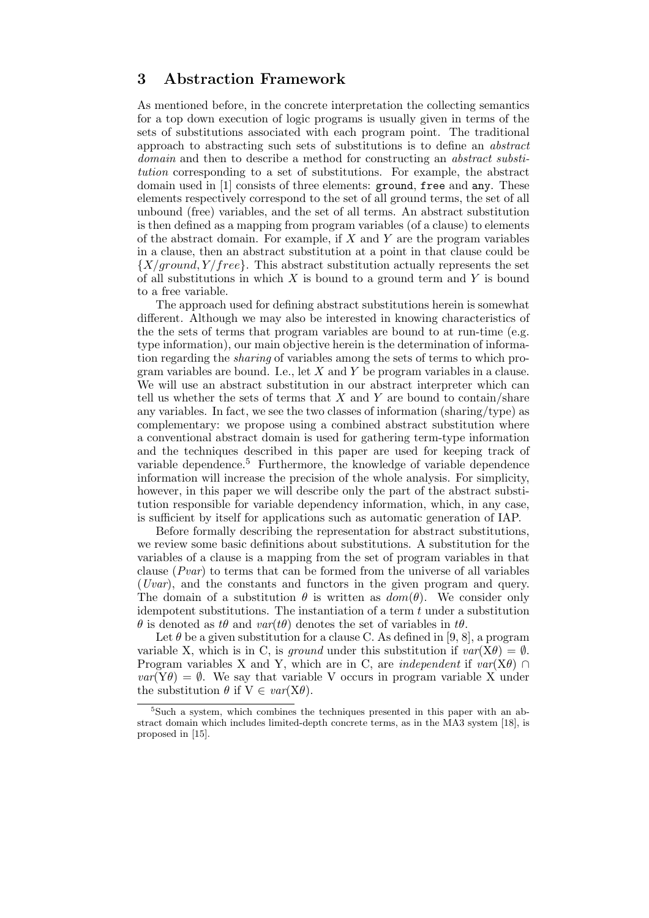## 3 Abstraction Framework

As mentioned before, in the concrete interpretation the collecting semantics for a top down execution of logic programs is usually given in terms of the sets of substitutions associated with each program point. The traditional approach to abstracting such sets of substitutions is to define an *abstract domain* and then to describe a method for constructing an *abstract substitution* corresponding to a set of substitutions. For example, the abstract domain used in [1] consists of three elements: `ground`, `free` and `any`. These elements respectively correspond to the set of all ground terms, the set of all unbound (free) variables, and the set of all terms. An abstract substitution is then defined as a mapping from program variables (of a clause) to elements of the abstract domain. For example, if $X$ and $Y$ are the program variables in a clause, then an abstract substitution at a point in that clause could be $\{X/ground, Y/free\}$. This abstract substitution actually represents the set of all substitutions in which $X$ is bound to a ground term and $Y$ is bound to a free variable.

The approach used for defining abstract substitutions herein is somewhat different. Although we may also be interested in knowing characteristics of the the sets of terms that program variables are bound to at run-time (e.g. type information), our main objective herein is the determination of information regarding the *sharing* of variables among the sets of terms to which program variables are bound. I.e., let $X$ and $Y$ be program variables in a clause. We will use an abstract substitution in our abstract interpreter which can tell us whether the sets of terms that $X$ and $Y$ are bound to contain/share any variables. In fact, we see the two classes of information (sharing/type) as complementary: we propose using a combined abstract substitution where a conventional abstract domain is used for gathering term-type information and the techniques described in this paper are used for keeping track of variable dependence.[5] Furthermore, the knowledge of variable dependence information will increase the precision of the whole analysis. For simplicity, however, in this paper we will describe only the part of the abstract substitution responsible for variable dependency information, which, in any case, is sufficient by itself for applications such as automatic generation of IAP.

Before formally describing the representation for abstract substitutions, we review some basic definitions about substitutions. A substitution for the variables of a clause is a mapping from the set of program variables in that clause (*Pvar*) to terms that can be formed from the universe of all variables (*Uvar*), and the constants and functors in the given program and query. The domain of a substitution $\theta$ is written as $dom(\theta)$. We consider only idempotent substitutions. The instantiation of a term $t$ under a substitution $\theta$ is denoted as $t\theta$ and $var(t\theta)$ denotes the set of variables in $t\theta$.

Let $\theta$ be a given substitution for a clause C. As defined in [9, 8], a program variable X, which is in C, is *ground* under this substitution if $var(X\theta) = \emptyset$. Program variables X and Y, which are in C, are *independent* if $var(X\theta) \cap var(Y\theta) = \emptyset$. We say that variable V occurs in program variable X under the substitution $\theta$ if $V \in var(X\theta)$.

[5] Such a system, which combines the techniques presented in this paper with an abstract domain which includes limited-depth concrete terms, as in the MA3 system [18], is proposed in [15].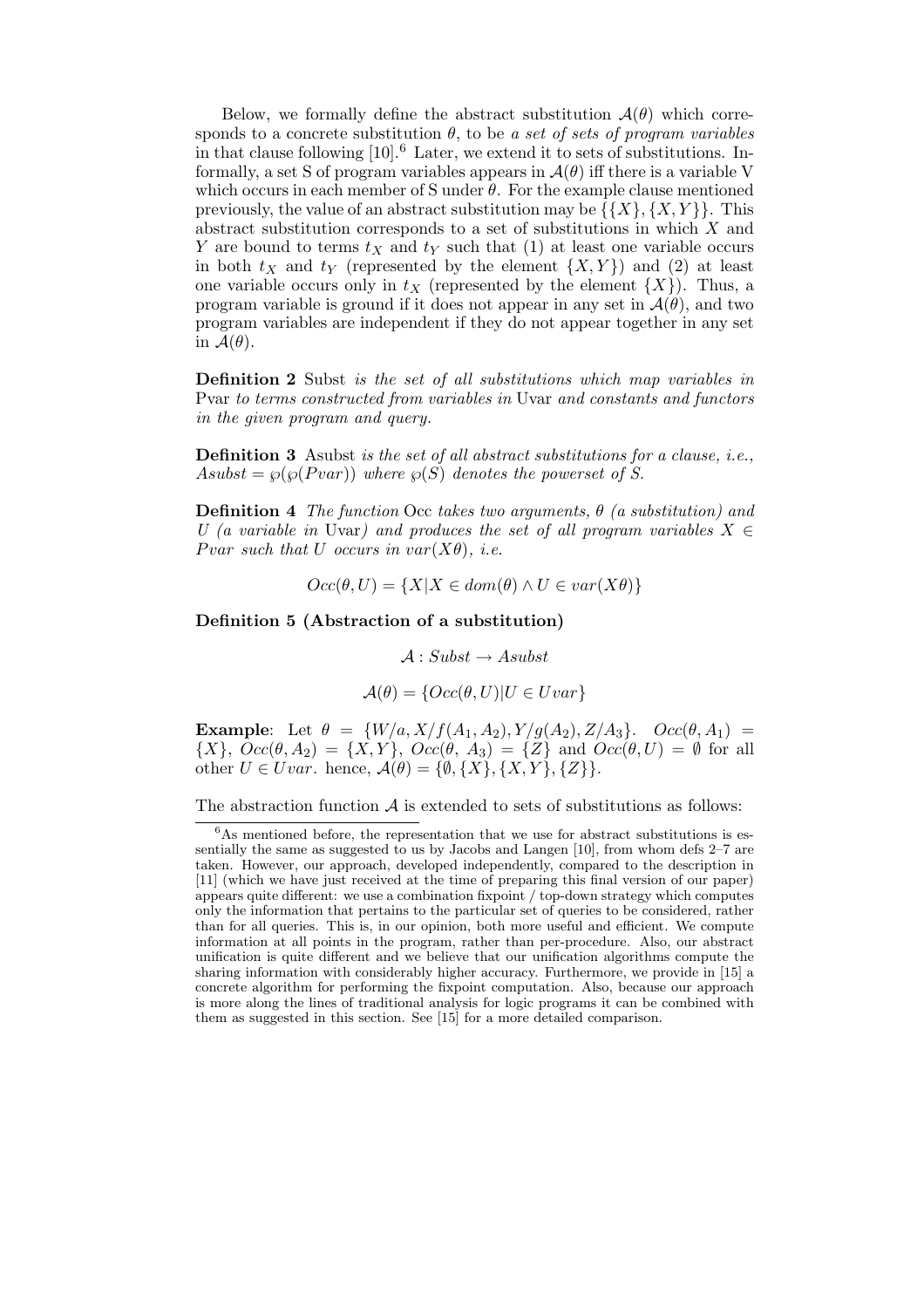Below, we formally define the abstract substitution $\mathcal{A}(\theta)$ which corresponds to a concrete substitution $\theta$, to be *a set of sets of program variables* in that clause following [10].[6] Later, we extend it to sets of substitutions. Informally, a set S of program variables appears in $\mathcal{A}(\theta)$ iff there is a variable V which occurs in each member of S under $\theta$. For the example clause mentioned previously, the value of an abstract substitution may be $\{\{X\}, \{X, Y\}\}$. This abstract substitution corresponds to a set of substitutions in which $X$ and $Y$ are bound to terms $t_X$ and $t_Y$ such that (1) at least one variable occurs in both $t_X$ and $t_Y$ (represented by the element $\{X, Y\}$) and (2) at least one variable occurs only in $t_X$ (represented by the element $\{X\}$). Thus, a program variable is ground if it does not appear in any set in $\mathcal{A}(\theta)$, and two program variables are independent if they do not appear together in any set in $\mathcal{A}(\theta)$.

**Definition 2** Subst *is the set of all substitutions which map variables in* Pvar *to terms constructed from variables in* Uvar *and constants and functors in the given program and query.*

**Definition 3** Asubst *is the set of all abstract substitutions for a clause, i.e., $Asubst = \wp(\wp(Pvar))$ where $\wp(S)$ denotes the powerset of S.*

**Definition 4** *The function* Occ *takes two arguments, $\theta$ (a substitution) and $U$ (a variable in* Uvar*) and produces the set of all program variables $X \in Pvar$ such that $U$ occurs in $var(X\theta)$, i.e.*

$$Occ(\theta, U) = \{X | X \in dom(\theta) \wedge U \in var(X\theta)\}$$

**Definition 5 (Abstraction of a substitution)**

$$\mathcal{A} : Subst \rightarrow Asubst$$

$$\mathcal{A}(\theta) = \{Occ(\theta, U) | U \in Uvar\}$$

**Example**: Let $\theta = \{W/a, X/f(A_1, A_2), Y/g(A_2), Z/A_3\}$. $Occ(\theta, A_1) = \{X\}$, $Occ(\theta, A_2) = \{X, Y\}$, $Occ(\theta, A_3) = \{Z\}$ and $Occ(\theta, U) = \emptyset$ for all other $U \in Uvar$. hence, $\mathcal{A}(\theta) = \{\emptyset, \{X\}, \{X, Y\}, \{Z\}\}$.

The abstraction function $\mathcal{A}$ is extended to sets of substitutions as follows:

[6] As mentioned before, the representation that we use for abstract substitutions is essentially the same as suggested to us by Jacobs and Langen [10], from whom defs 2–7 are taken. However, our approach, developed independently, compared to the description in [11] (which we have just received at the time of preparing this final version of our paper) appears quite different: we use a combination fixpoint / top-down strategy which computes only the information that pertains to the particular set of queries to be considered, rather than for all queries. This is, in our opinion, both more useful and efficient. We compute information at all points in the program, rather than per-procedure. Also, our abstract unification is quite different and we believe that our unification algorithms compute the sharing information with considerably higher accuracy. Furthermore, we provide in [15] a concrete algorithm for performing the fixpoint computation. Also, because our approach is more along the lines of traditional analysis for logic programs it can be combined with them as suggested in this section. See [15] for a more detailed comparison.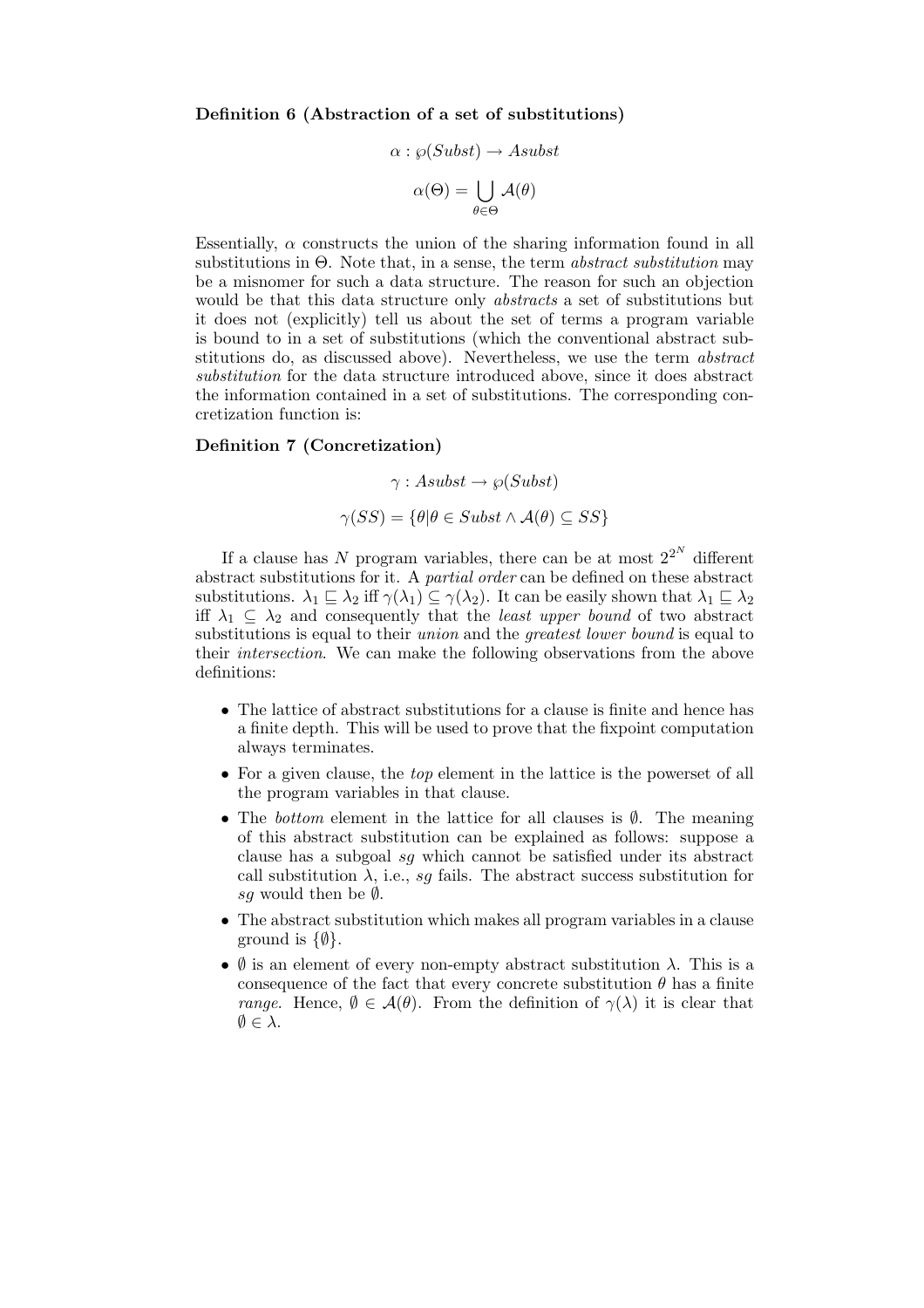**Definition 6 (Abstraction of a set of substitutions)**

$$\alpha : \wp(Subst) \rightarrow Asubst$$

$$\alpha(\Theta) = \bigcup_{\theta \in \Theta} \mathcal{A}(\theta)$$

Essentially, $\alpha$ constructs the union of the sharing information found in all substitutions in $\Theta$. Note that, in a sense, the term *abstract substitution* may be a misnomer for such a data structure. The reason for such an objection would be that this data structure only *abstracts* a set of substitutions but it does not (explicitly) tell us about the set of terms a program variable is bound to in a set of substitutions (which the conventional abstract substitutions do, as discussed above). Nevertheless, we use the term *abstract substitution* for the data structure introduced above, since it does abstract the information contained in a set of substitutions. The corresponding concretization function is:

**Definition 7 (Concretization)**

$$\gamma : Asubst \rightarrow \wp(Subst)$$

$$\gamma(SS) = \{\theta | \theta \in Subst \wedge \mathcal{A}(\theta) \subseteq SS\}$$

If a clause has $N$ program variables, there can be at most $2^{2^N}$ different abstract substitutions for it. A *partial order* can be defined on these abstract substitutions. $\lambda_1 \sqsubseteq \lambda_2$ iff $\gamma(\lambda_1) \subseteq \gamma(\lambda_2)$. It can be easily shown that $\lambda_1 \sqsubseteq \lambda_2$ iff $\lambda_1 \subseteq \lambda_2$ and consequently that the *least upper bound* of two abstract substitutions is equal to their *union* and the *greatest lower bound* is equal to their *intersection*. We can make the following observations from the above definitions:

- The lattice of abstract substitutions for a clause is finite and hence has a finite depth. This will be used to prove that the fixpoint computation always terminates.
- For a given clause, the *top* element in the lattice is the powerset of all the program variables in that clause.
- The *bottom* element in the lattice for all clauses is $\emptyset$. The meaning of this abstract substitution can be explained as follows: suppose a clause has a subgoal *sg* which cannot be satisfied under its abstract call substitution $\lambda$, i.e., *sg* fails. The abstract success substitution for *sg* would then be $\emptyset$.
- The abstract substitution which makes all program variables in a clause ground is $\{\emptyset\}$.
- $\emptyset$ is an element of every non-empty abstract substitution $\lambda$. This is a consequence of the fact that every concrete substitution $\theta$ has a finite *range*. Hence, $\emptyset \in \mathcal{A}(\theta)$. From the definition of $\gamma(\lambda)$ it is clear that $\emptyset \in \lambda$.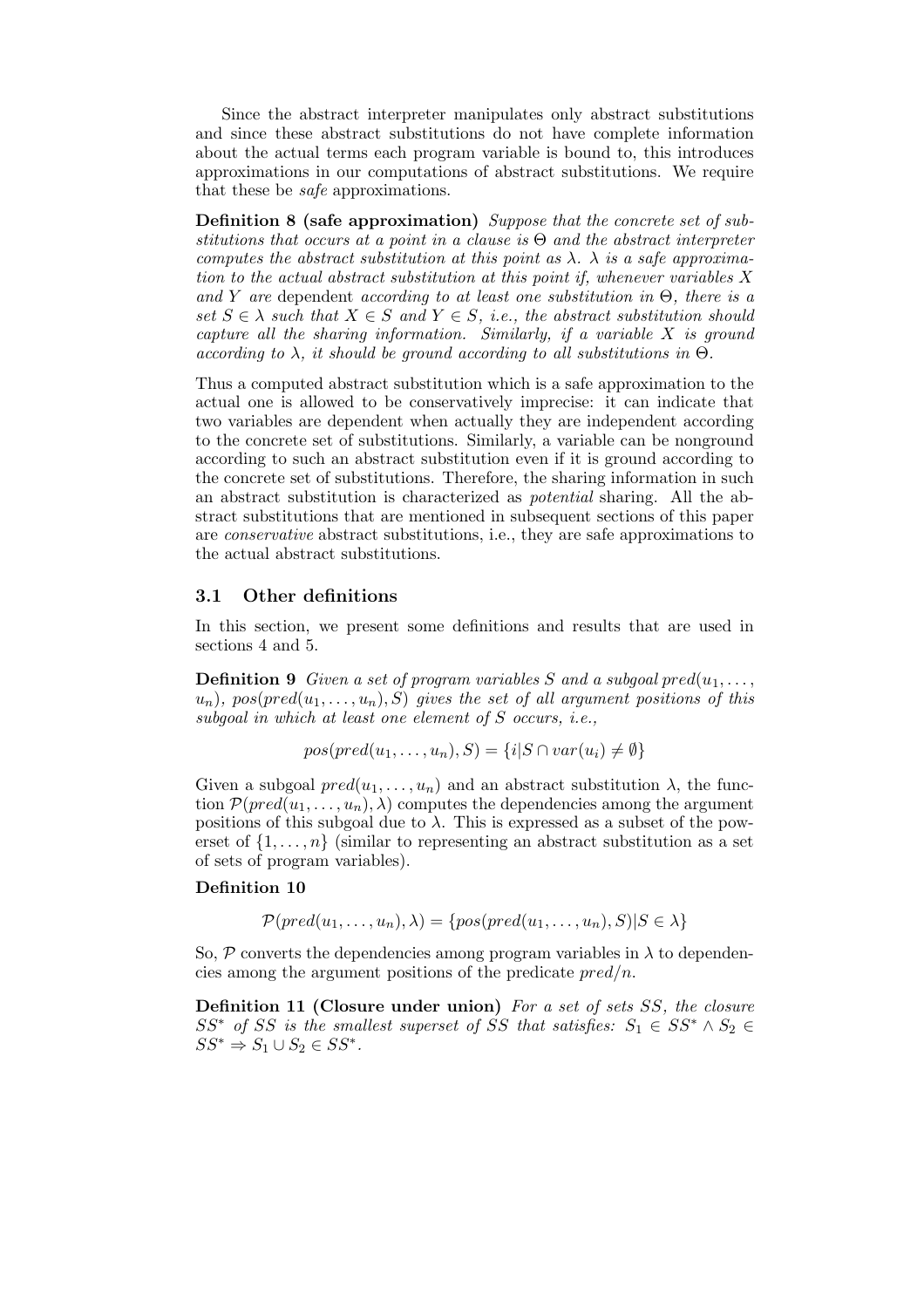Since the abstract interpreter manipulates only abstract substitutions and since these abstract substitutions do not have complete information about the actual terms each program variable is bound to, this introduces approximations in our computations of abstract substitutions. We require that these be *safe* approximations.

**Definition 8 (safe approximation)** *Suppose that the concrete set of substitutions that occurs at a point in a clause is $\Theta$ and the abstract interpreter computes the abstract substitution at this point as $\lambda$. $\lambda$ is a safe approximation to the actual abstract substitution at this point if, whenever variables $X$ and $Y$ are* dependent *according to at least one substitution in $\Theta$, there is a set $S \in \lambda$ such that $X \in S$ and $Y \in S$, i.e., the abstract substitution should capture all the sharing information. Similarly, if a variable $X$ is ground according to $\lambda$, it should be ground according to all substitutions in $\Theta$.*

Thus a computed abstract substitution which is a safe approximation to the actual one is allowed to be conservatively imprecise: it can indicate that two variables are dependent when actually they are independent according to the concrete set of substitutions. Similarly, a variable can be nonground according to such an abstract substitution even if it is ground according to the concrete set of substitutions. Therefore, the sharing information in such an abstract substitution is characterized as *potential* sharing. All the abstract substitutions that are mentioned in subsequent sections of this paper are *conservative* abstract substitutions, i.e., they are safe approximations to the actual abstract substitutions.

### 3.1 Other definitions

In this section, we present some definitions and results that are used in sections 4 and 5.

**Definition 9** *Given a set of program variables $S$ and a subgoal $pred(u_1, \ldots, u_n)$, $pos(pred(u_1, \ldots, u_n), S)$ gives the set of all argument positions of this subgoal in which at least one element of $S$ occurs, i.e.,*

$$pos(pred(u_1, \ldots, u_n), S) = \{i | S \cap var(u_i) \neq \emptyset\}$$

Given a subgoal $pred(u_1, \ldots, u_n)$ and an abstract substitution $\lambda$, the function $\mathcal{P}(pred(u_1, \ldots, u_n), \lambda)$ computes the dependencies among the argument positions of this subgoal due to $\lambda$. This is expressed as a subset of the powerset of $\{1, \ldots, n\}$ (similar to representing an abstract substitution as a set of sets of program variables).

**Definition 10**

$$\mathcal{P}(pred(u_1, \ldots, u_n), \lambda) = \{pos(pred(u_1, \ldots, u_n), S) | S \in \lambda\}$$

So, $\mathcal{P}$ converts the dependencies among program variables in $\lambda$ to dependencies among the argument positions of the predicate $pred/n$.

**Definition 11 (Closure under union)** *For a set of sets $SS$, the closure $SS^*$ of $SS$ is the smallest superset of $SS$ that satisfies: $S_1 \in SS^* \wedge S_2 \in SS^* \Rightarrow S_1 \cup S_2 \in SS^*$.*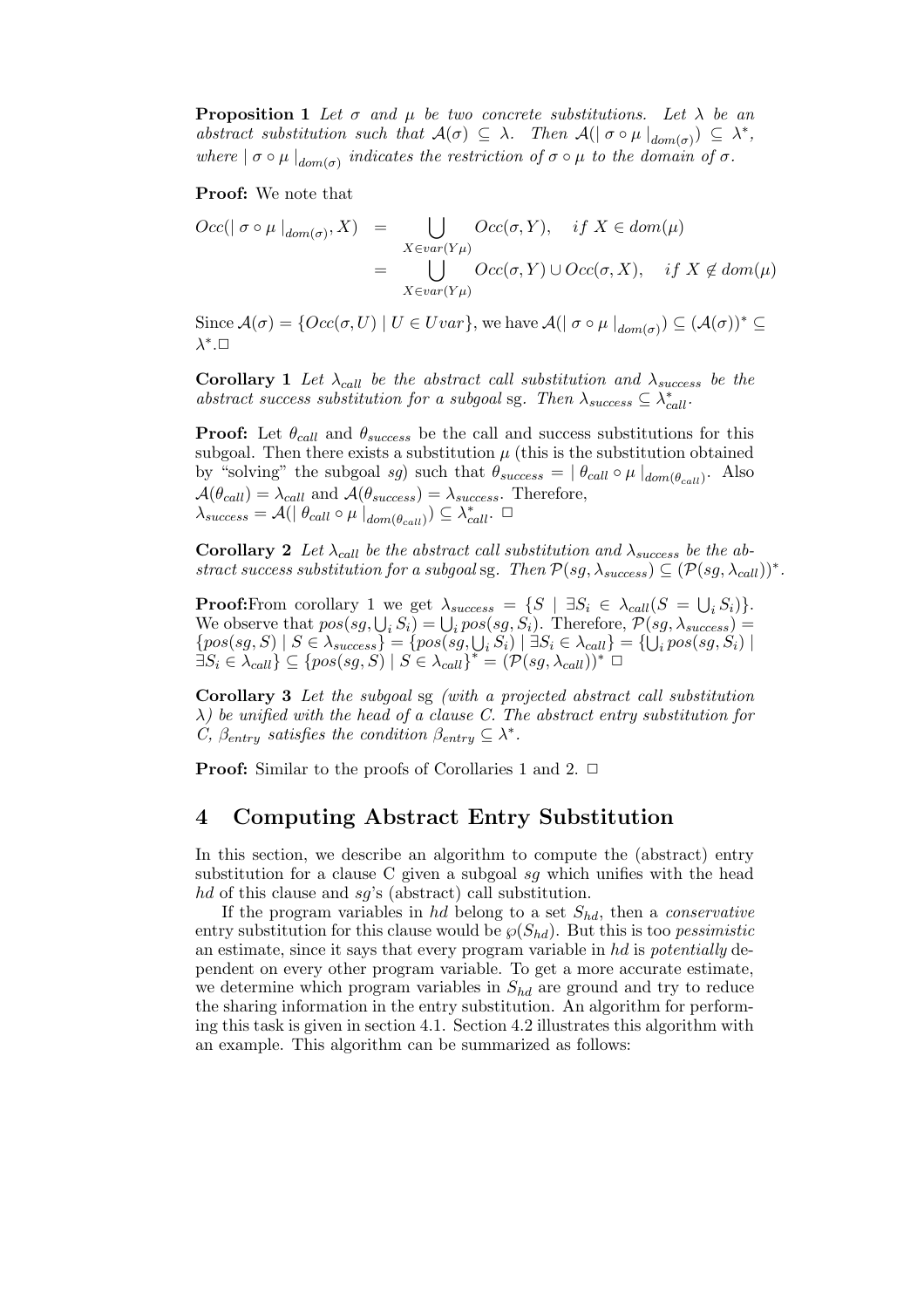**Proposition 1** *Let $\sigma$ and $\mu$ be two concrete substitutions. Let $\lambda$ be an abstract substitution such that $\mathcal{A}(\sigma) \subseteq \lambda$. Then $\mathcal{A}(\mid \sigma \circ \mu \mid_{dom(\sigma)}) \subseteq \lambda^*$, where $\mid \sigma \circ \mu \mid_{dom(\sigma)}$ indicates the restriction of $\sigma \circ \mu$ to the domain of $\sigma$.*

**Proof:** We note that

$$
\begin{aligned}
Occ(\mid \sigma \circ \mu \mid_{dom(\sigma)}, X) &= \bigcup_{X \in var(Y\mu)} Occ(\sigma, Y), \quad if\ X \in dom(\mu) \\
&= \bigcup_{X \in var(Y\mu)} Occ(\sigma, Y) \cup Occ(\sigma, X), \quad if\ X \notin dom(\mu)
\end{aligned}
$$

Since $\mathcal{A}(\sigma) = \{Occ(\sigma, U) \mid U \in Uvar\}$, we have $\mathcal{A}(\mid \sigma \circ \mu \mid_{dom(\sigma)}) \subseteq (\mathcal{A}(\sigma))^* \subseteq \lambda^*$.$\Box$

**Corollary 1** *Let $\lambda_{call}$ be the abstract call substitution and $\lambda_{success}$ be the abstract success substitution for a subgoal* sg. *Then $\lambda_{success} \subseteq \lambda^*_{call}$.*

**Proof:** Let $\theta_{call}$ and $\theta_{success}$ be the call and success substitutions for this subgoal. Then there exists a substitution $\mu$ (this is the substitution obtained by "solving" the subgoal $sg$) such that $\theta_{success} = \mid \theta_{call} \circ \mu \mid_{dom(\theta_{call})}$. Also $\mathcal{A}(\theta_{call}) = \lambda_{call}$ and $\mathcal{A}(\theta_{success}) = \lambda_{success}$. Therefore, $\lambda_{success} = \mathcal{A}(\mid \theta_{call} \circ \mu \mid_{dom(\theta_{call})}) \subseteq \lambda^*_{call}$. $\Box$

**Corollary 2** *Let $\lambda_{call}$ be the abstract call substitution and $\lambda_{success}$ be the abstract success substitution for a subgoal* sg. *Then $\mathcal{P}(sg, \lambda_{success}) \subseteq (\mathcal{P}(sg, \lambda_{call}))^*$.*

**Proof:**From corollary 1 we get $\lambda_{success} = \{S \mid \exists S_i \in \lambda_{call}(S = \bigcup_i S_i)\}$. We observe that $pos(sg, \bigcup_i S_i) = \bigcup_i pos(sg, S_i)$. Therefore, $\mathcal{P}(sg, \lambda_{success}) = \{pos(sg, S) \mid S \in \lambda_{success}\} = \{pos(sg, \bigcup_i S_i) \mid \exists S_i \in \lambda_{call}\} = \{\bigcup_i pos(sg, S_i) \mid \exists S_i \in \lambda_{call}\} \subseteq \{pos(sg, S) \mid S \in \lambda_{call}\}^* = (\mathcal{P}(sg, \lambda_{call}))^*$ $\Box$

**Corollary 3** *Let the subgoal* sg *(with a projected abstract call substitution $\lambda$) be unified with the head of a clause C. The abstract entry substitution for C, $\beta_{entry}$ satisfies the condition $\beta_{entry} \subseteq \lambda^*$.*

**Proof:** Similar to the proofs of Corollaries 1 and 2. $\Box$

## 4 Computing Abstract Entry Substitution

In this section, we describe an algorithm to compute the (abstract) entry substitution for a clause C given a subgoal $sg$ which unifies with the head $hd$ of this clause and $sg$'s (abstract) call substitution.

If the program variables in $hd$ belong to a set $S_{hd}$, then a *conservative* entry substitution for this clause would be $\wp(S_{hd})$. But this is too *pessimistic* an estimate, since it says that every program variable in $hd$ is *potentially* dependent on every other program variable. To get a more accurate estimate, we determine which program variables in $S_{hd}$ are ground and try to reduce the sharing information in the entry substitution. An algorithm for performing this task is given in section 4.1. Section 4.2 illustrates this algorithm with an example. This algorithm can be summarized as follows: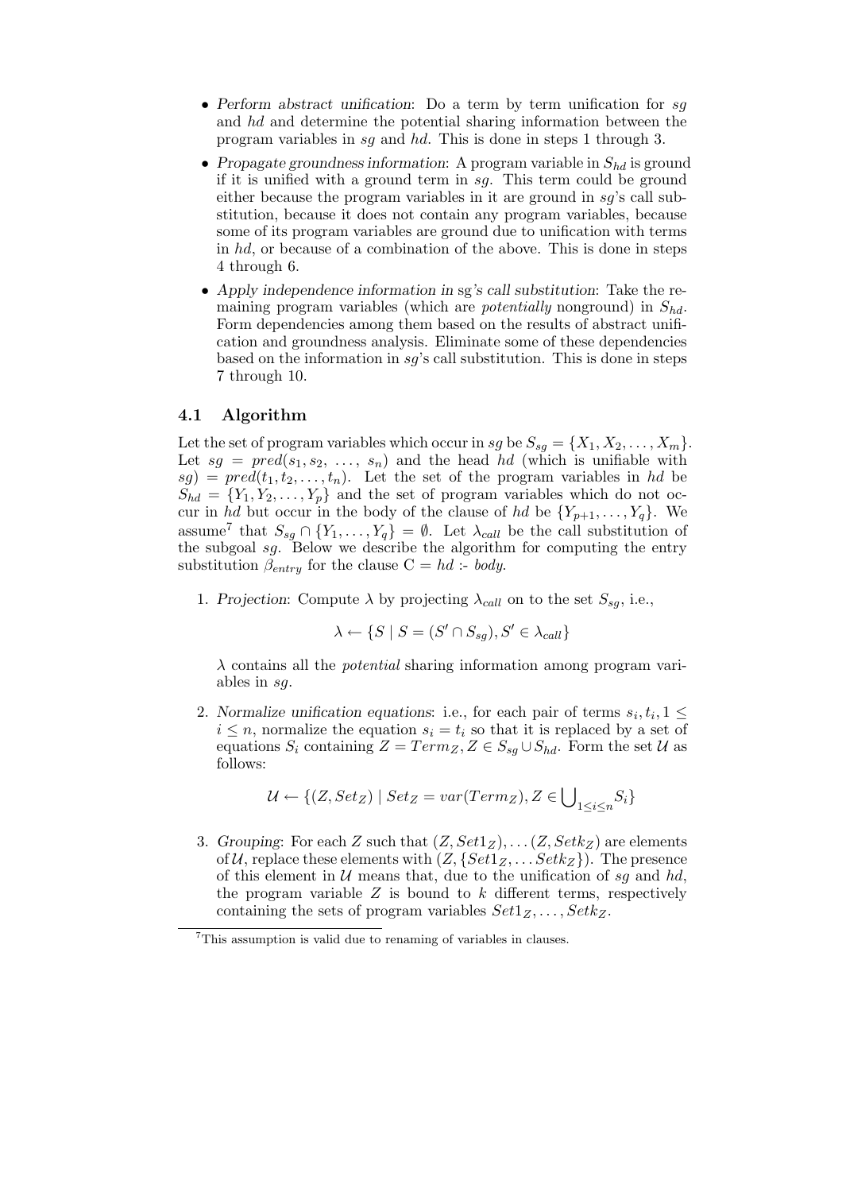- *Perform abstract unification*: Do a term by term unification for *sg* and *hd* and determine the potential sharing information between the program variables in *sg* and *hd*. This is done in steps 1 through 3.
- *Propagate groundness information*: A program variable in $S_{hd}$ is ground if it is unified with a ground term in *sg*. This term could be ground either because the program variables in it are ground in *sg*'s call substitution, because it does not contain any program variables, because some of its program variables are ground due to unification with terms in *hd*, or because of a combination of the above. This is done in steps 4 through 6.
- *Apply independence information in sg's call substitution*: Take the remaining program variables (which are *potentially* nonground) in $S_{hd}$. Form dependencies among them based on the results of abstract unification and groundness analysis. Eliminate some of these dependencies based on the information in *sg*'s call substitution. This is done in steps 7 through 10.

### 4.1 Algorithm

Let the set of program variables which occur in *sg* be $S_{sg} = \{X_1, X_2, \ldots, X_m\}$. Let $sg = pred(s_1, s_2, \ldots, s_n)$ and the head *hd* (which is unifiable with *sg*) $= pred(t_1, t_2, \ldots, t_n)$. Let the set of the program variables in *hd* be $S_{hd} = \{Y_1, Y_2, \ldots, Y_p\}$ and the set of program variables which do not occur in *hd* but occur in the body of the clause of *hd* be $\{Y_{p+1}, \ldots, Y_q\}$. We assume[7] that $S_{sg} \cap \{Y_1, \ldots, Y_q\} = \emptyset$. Let $\lambda_{call}$ be the call substitution of the subgoal *sg*. Below we describe the algorithm for computing the entry substitution $\beta_{entry}$ for the clause C = *hd* :- *body*.

1. *Projection*: Compute $\lambda$ by projecting $\lambda_{call}$ on to the set $S_{sg}$, i.e.,

$$\lambda \leftarrow \{S \mid S = (S' \cap S_{sg}), S' \in \lambda_{call}\}$$

   $\lambda$ contains all the *potential* sharing information among program variables in *sg*.

2. *Normalize unification equations*: i.e., for each pair of terms $s_i, t_i, 1 \leq i \leq n$, normalize the equation $s_i = t_i$ so that it is replaced by a set of equations $S_i$ containing $Z = Term_Z, Z \in S_{sg} \cup S_{hd}$. Form the set $\mathcal{U}$ as follows:

$$\mathcal{U} \leftarrow \{(Z, Set_Z) \mid Set_Z = var(Term_Z), Z \in \bigcup_{1 \leq i \leq n} S_i\}$$

3. *Grouping*: For each $Z$ such that $(Z, Set1_Z), \ldots (Z, Setk_Z)$ are elements of $\mathcal{U}$, replace these elements with $(Z, \{Set1_Z, \ldots Setk_Z\})$. The presence of this element in $\mathcal{U}$ means that, due to the unification of *sg* and *hd*, the program variable $Z$ is bound to $k$ different terms, respectively containing the sets of program variables $Set1_Z, \ldots, Setk_Z$.

[7] This assumption is valid due to renaming of variables in clauses.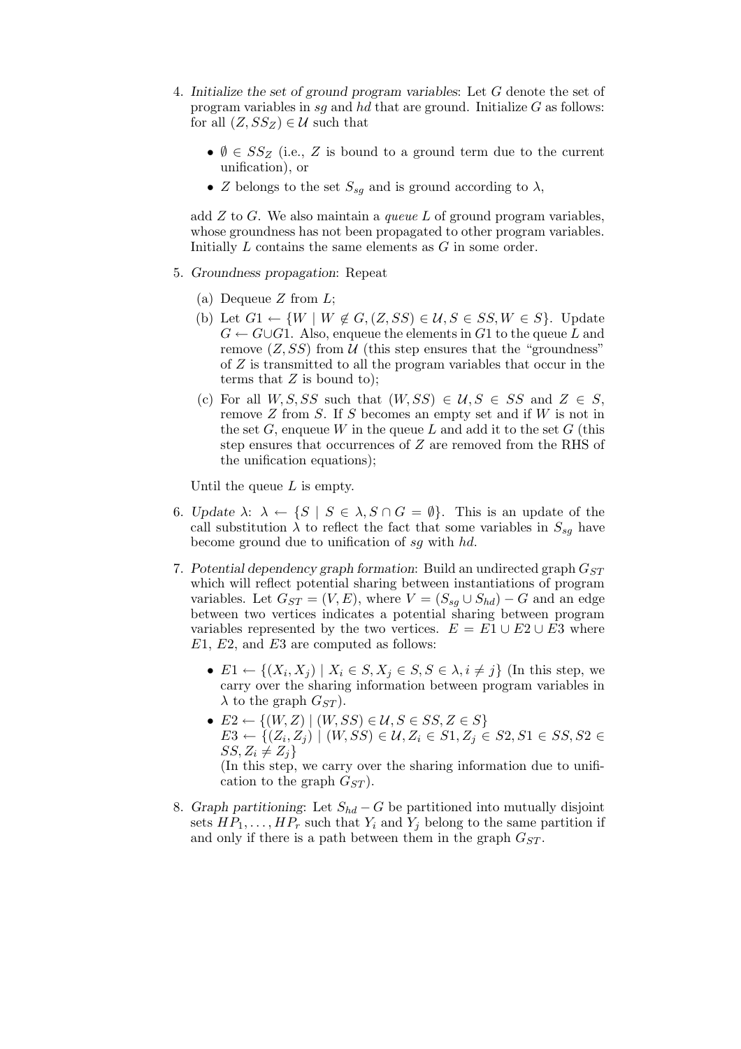4. *Initialize the set of ground program variables*: Let $G$ denote the set of program variables in $sg$ and $hd$ that are ground. Initialize $G$ as follows: for all $(Z, SS_Z) \in \mathcal{U}$ such that

   - $\emptyset \in SS_Z$ (i.e., $Z$ is bound to a ground term due to the current unification), or
   - $Z$ belongs to the set $S_{sg}$ and is ground according to $\lambda$,

   add $Z$ to $G$. We also maintain a *queue* $L$ of ground program variables, whose groundness has not been propagated to other program variables. Initially $L$ contains the same elements as $G$ in some order.

5. *Groundness propagation*: Repeat

   (a) Dequeue $Z$ from $L$;

   (b) Let $G1 \leftarrow \{W \mid W \notin G, (Z, SS) \in \mathcal{U}, S \in SS, W \in S\}$. Update $G \leftarrow G \cup G1$. Also, enqueue the elements in $G1$ to the queue $L$ and remove $(Z, SS)$ from $\mathcal{U}$ (this step ensures that the "groundness" of $Z$ is transmitted to all the program variables that occur in the terms that $Z$ is bound to);

   (c) For all $W, S, SS$ such that $(W, SS) \in \mathcal{U}, S \in SS$ and $Z \in S$, remove $Z$ from $S$. If $S$ becomes an empty set and if $W$ is not in the set $G$, enqueue $W$ in the queue $L$ and add it to the set $G$ (this step ensures that occurrences of $Z$ are removed from the RHS of the unification equations);

   Until the queue $L$ is empty.

6. *Update* $\lambda$: $\lambda \leftarrow \{S \mid S \in \lambda, S \cap G = \emptyset\}$. This is an update of the call substitution $\lambda$ to reflect the fact that some variables in $S_{sg}$ have become ground due to unification of $sg$ with $hd$.

7. *Potential dependency graph formation*: Build an undirected graph $G_{ST}$ which will reflect potential sharing between instantiations of program variables. Let $G_{ST} = (V, E)$, where $V = (S_{sg} \cup S_{hd}) - G$ and an edge between two vertices indicates a potential sharing between program variables represented by the two vertices. $E = E1 \cup E2 \cup E3$ where $E1$, $E2$, and $E3$ are computed as follows:

   - $E1 \leftarrow \{(X_i, X_j) \mid X_i \in S, X_j \in S, S \in \lambda, i \neq j\}$ (In this step, we carry over the sharing information between program variables in $\lambda$ to the graph $G_{ST}$).
   - $E2 \leftarrow \{(W, Z) \mid (W, SS) \in \mathcal{U}, S \in SS, Z \in S\}$
     $E3 \leftarrow \{(Z_i, Z_j) \mid (W, SS) \in \mathcal{U}, Z_i \in S1, Z_j \in S2, S1 \in SS, S2 \in SS, Z_i \neq Z_j\}$
     (In this step, we carry over the sharing information due to unification to the graph $G_{ST}$).

8. *Graph partitioning*: Let $S_{hd} - G$ be partitioned into mutually disjoint sets $HP_1, \ldots, HP_r$ such that $Y_i$ and $Y_j$ belong to the same partition if and only if there is a path between them in the graph $G_{ST}$.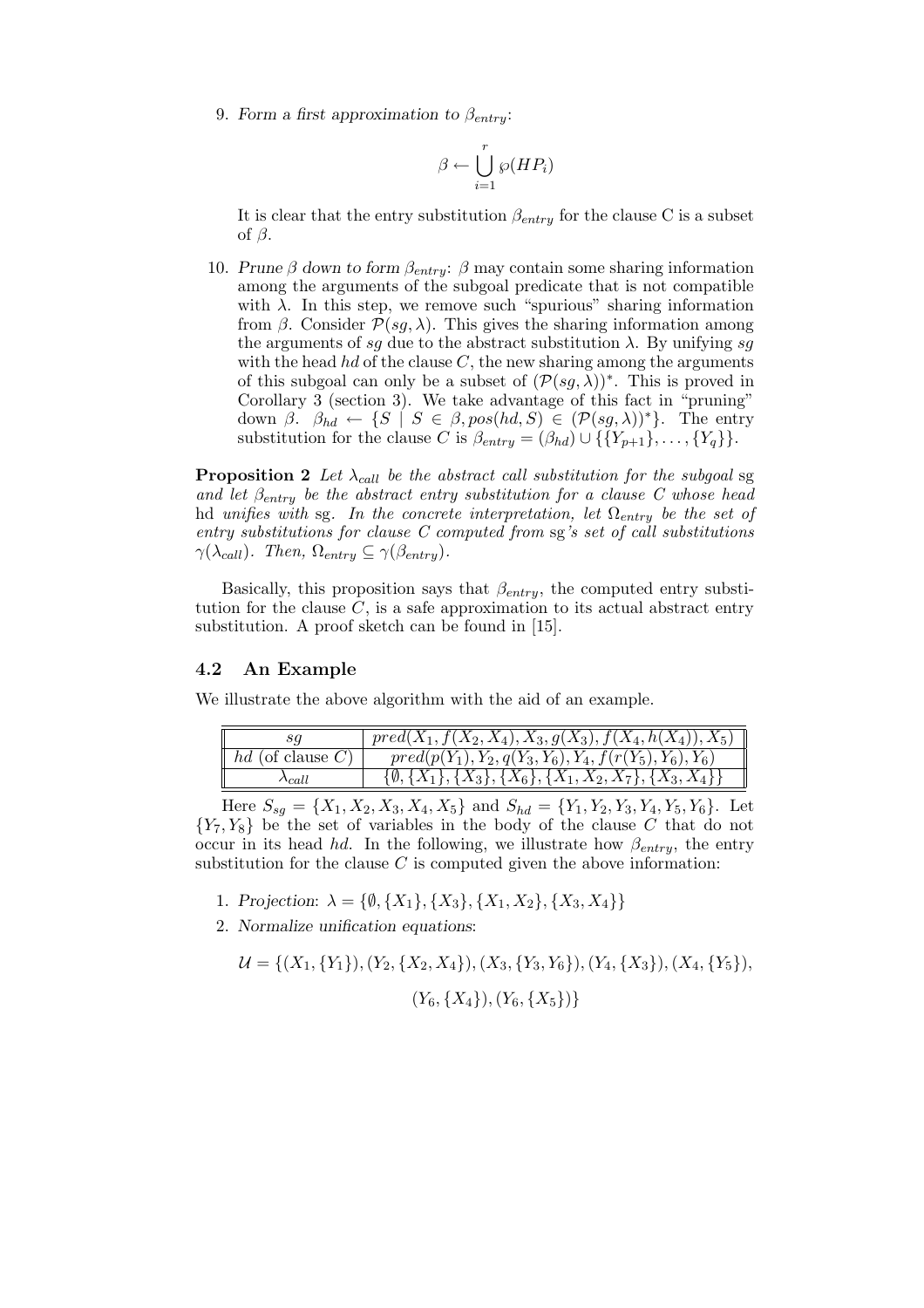9. *Form a first approximation to $\beta_{entry}$*:

$$\beta \leftarrow \bigcup_{i=1}^{r} \wp(HP_i)$$

It is clear that the entry substitution $\beta_{entry}$ for the clause C is a subset of $\beta$.

10. *Prune $\beta$ down to form $\beta_{entry}$*: $\beta$ may contain some sharing information among the arguments of the subgoal predicate that is not compatible with $\lambda$. In this step, we remove such "spurious" sharing information from $\beta$. Consider $\mathcal{P}(sg, \lambda)$. This gives the sharing information among the arguments of $sg$ due to the abstract substitution $\lambda$. By unifying $sg$ with the head $hd$ of the clause $C$, the new sharing among the arguments of this subgoal can only be a subset of $(\mathcal{P}(sg, \lambda))^*$. This is proved in Corollary 3 (section 3). We take advantage of this fact in "pruning" down $\beta$. $\beta_{hd} \leftarrow \{S \mid S \in \beta, pos(hd, S) \in (\mathcal{P}(sg, \lambda))^*\}$. The entry substitution for the clause $C$ is $\beta_{entry} = (\beta_{hd}) \cup \{\{Y_{p+1}\}, \ldots, \{Y_q\}\}$.

**Proposition 2** *Let $\lambda_{call}$ be the abstract call substitution for the subgoal* sg *and let $\beta_{entry}$ be the abstract entry substitution for a clause $C$ whose head* hd *unifies with* sg*. In the concrete interpretation, let $\Omega_{entry}$ be the set of entry substitutions for clause $C$ computed from* sg*'s set of call substitutions $\gamma(\lambda_{call})$. Then, $\Omega_{entry} \subseteq \gamma(\beta_{entry})$.*

Basically, this proposition says that $\beta_{entry}$, the computed entry substitution for the clause $C$, is a safe approximation to its actual abstract entry substitution. A proof sketch can be found in [15].

### 4.2 An Example

We illustrate the above algorithm with the aid of an example.

| $sg$ | $pred(X_1, f(X_2, X_4), X_3, g(X_3), f(X_4, h(X_4)), X_5)$ |
|---|---|
| $hd$ (of clause $C$) | $pred(p(Y_1), Y_2, q(Y_3, Y_6), Y_4, f(r(Y_5), Y_6), Y_6)$ |
| $\lambda_{call}$ | $\{\emptyset, \{X_1\}, \{X_3\}, \{X_6\}, \{X_1, X_2, X_7\}, \{X_3, X_4\}\}$ |

Here $S_{sg} = \{X_1, X_2, X_3, X_4, X_5\}$ and $S_{hd} = \{Y_1, Y_2, Y_3, Y_4, Y_5, Y_6\}$. Let $\{Y_7, Y_8\}$ be the set of variables in the body of the clause $C$ that do not occur in its head $hd$. In the following, we illustrate how $\beta_{entry}$, the entry substitution for the clause $C$ is computed given the above information:

1. *Projection*: $\lambda = \{\emptyset, \{X_1\}, \{X_3\}, \{X_1, X_2\}, \{X_3, X_4\}\}$
2. *Normalize unification equations*:

$$\mathcal{U} = \{(X_1, \{Y_1\}), (Y_2, \{X_2, X_4\}), (X_3, \{Y_3, Y_6\}), (Y_4, \{X_3\}), (X_4, \{Y_5\}),$$
$$(Y_6, \{X_4\}), (Y_6, \{X_5\})\}$$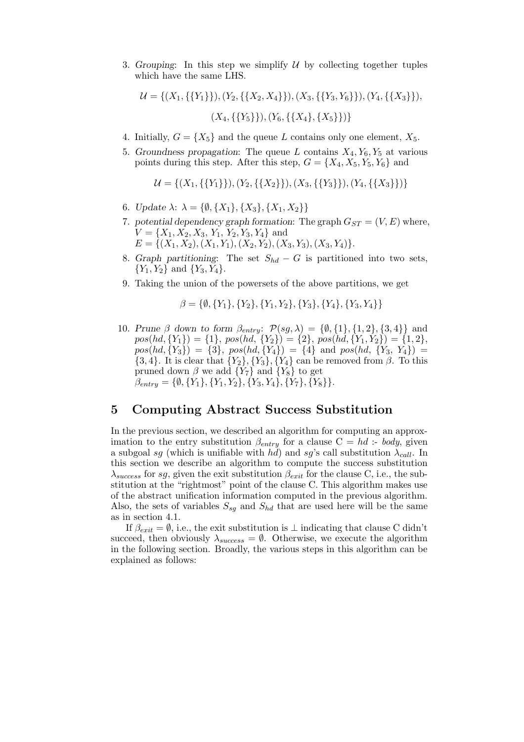3. *Grouping*: In this step we simplify $\mathcal{U}$ by collecting together tuples which have the same LHS.

$$\mathcal{U} = \{(X_1, \{\{Y_1\}\}), (Y_2, \{\{X_2, X_4\}\}), (X_3, \{\{Y_3, Y_6\}\}), (Y_4, \{\{X_3\}\}),$$
$$(X_4, \{\{Y_5\}\}), (Y_6, \{\{X_4\}, \{X_5\}\})\}$$

4. Initially, $G = \{X_5\}$ and the queue $L$ contains only one element, $X_5$.
5. *Groundness propagation*: The queue $L$ contains $X_4, Y_6, Y_5$ at various points during this step. After this step, $G = \{X_4, X_5, Y_5, Y_6\}$ and

$$\mathcal{U} = \{(X_1, \{\{Y_1\}\}), (Y_2, \{\{X_2\}\}), (X_3, \{\{Y_3\}\}), (Y_4, \{\{X_3\}\})\}$$

6. *Update* $\lambda$: $\lambda = \{\emptyset, \{X_1\}, \{X_3\}, \{X_1, X_2\}\}$
7. *potential dependency graph formation*: The graph $G_{ST} = (V, E)$ where, $V = \{X_1, X_2, X_3, Y_1, Y_2, Y_3, Y_4\}$ and $E = \{(X_1, X_2), (X_1, Y_1), (X_2, Y_2), (X_3, Y_3), (X_3, Y_4)\}$.
8. *Graph partitioning*: The set $S_{hd} - G$ is partitioned into two sets, $\{Y_1, Y_2\}$ and $\{Y_3, Y_4\}$.
9. Taking the union of the powersets of the above partitions, we get

$$\beta = \{\emptyset, \{Y_1\}, \{Y_2\}, \{Y_1, Y_2\}, \{Y_3\}, \{Y_4\}, \{Y_3, Y_4\}\}$$

10. *Prune* $\beta$ *down to form* $\beta_{entry}$: $\mathcal{P}(sg, \lambda) = \{\emptyset, \{1\}, \{1, 2\}, \{3, 4\}\}$ and $pos(hd, \{Y_1\}) = \{1\}$, $pos(hd, \{Y_2\}) = \{2\}$, $pos(hd, \{Y_1, Y_2\}) = \{1, 2\}$, $pos(hd, \{Y_3\}) = \{3\}$, $pos(hd, \{Y_4\}) = \{4\}$ and $pos(hd, \{Y_3, Y_4\}) = \{3, 4\}$. It is clear that $\{Y_2\}, \{Y_3\}, \{Y_4\}$ can be removed from $\beta$. To this pruned down $\beta$ we add $\{Y_7\}$ and $\{Y_8\}$ to get $\beta_{entry} = \{\emptyset, \{Y_1\}, \{Y_1, Y_2\}, \{Y_3, Y_4\}, \{Y_7\}, \{Y_8\}\}$.

## 5 Computing Abstract Success Substitution

In the previous section, we described an algorithm for computing an approximation to the entry substitution $\beta_{entry}$ for a clause C = *hd* :- *body*, given a subgoal *sg* (which is unifiable with *hd*) and *sg*'s call substitution $\lambda_{call}$. In this section we describe an algorithm to compute the success substitution $\lambda_{success}$ for *sg*, given the exit substitution $\beta_{exit}$ for the clause C, i.e., the substitution at the "rightmost" point of the clause C. This algorithm makes use of the abstract unification information computed in the previous algorithm. Also, the sets of variables $S_{sg}$ and $S_{hd}$ that are used here will be the same as in section 4.1.

If $\beta_{exit} = \emptyset$, i.e., the exit substitution is $\perp$ indicating that clause C didn't succeed, then obviously $\lambda_{success} = \emptyset$. Otherwise, we execute the algorithm in the following section. Broadly, the various steps in this algorithm can be explained as follows: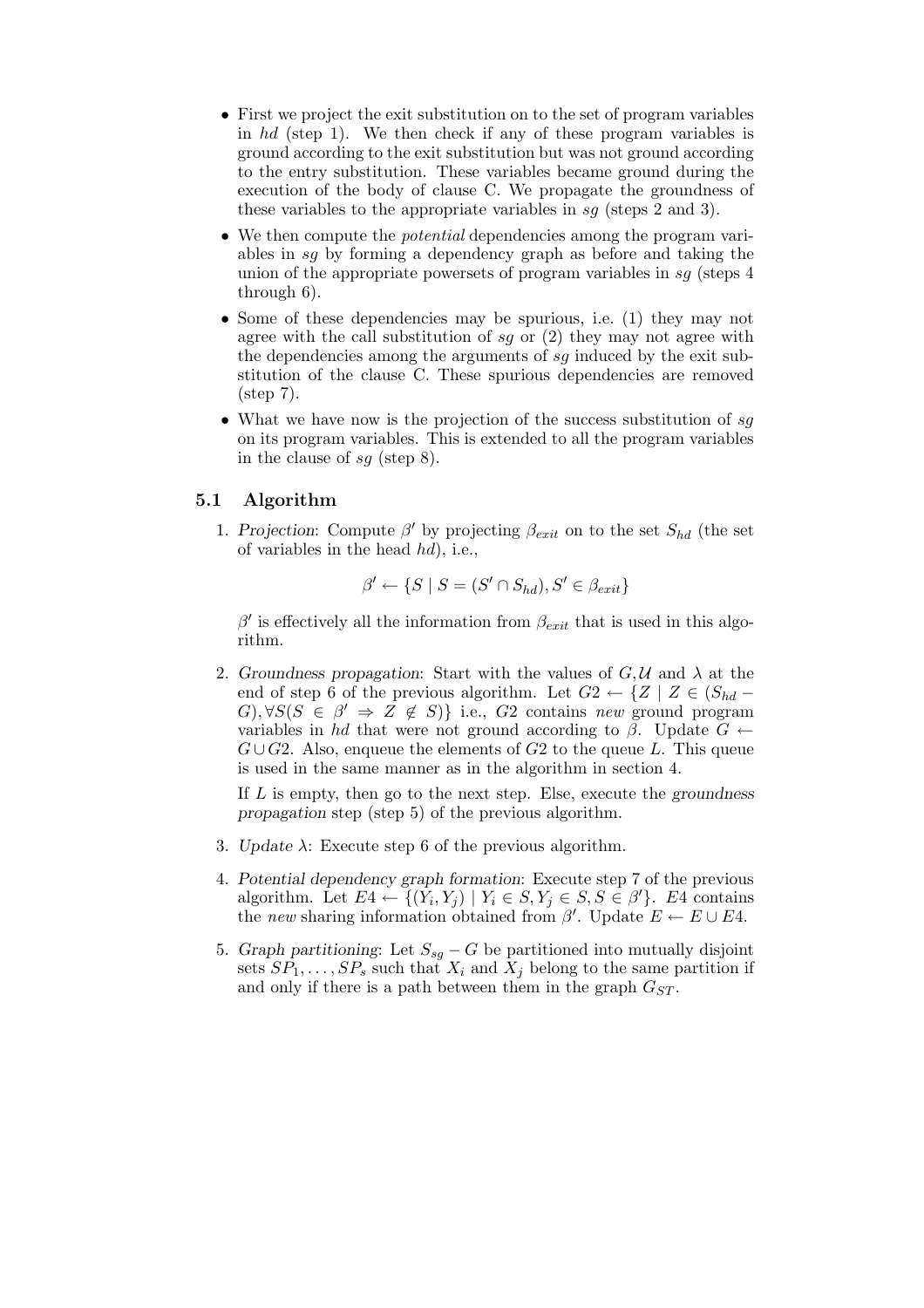- First we project the exit substitution on to the set of program variables in *hd* (step 1). We then check if any of these program variables is ground according to the exit substitution but was not ground according to the entry substitution. These variables became ground during the execution of the body of clause C. We propagate the groundness of these variables to the appropriate variables in *sg* (steps 2 and 3).
- We then compute the *potential* dependencies among the program variables in *sg* by forming a dependency graph as before and taking the union of the appropriate powersets of program variables in *sg* (steps 4 through 6).
- Some of these dependencies may be spurious, i.e. (1) they may not agree with the call substitution of *sg* or (2) they may not agree with the dependencies among the arguments of *sg* induced by the exit substitution of the clause C. These spurious dependencies are removed (step 7).
- What we have now is the projection of the success substitution of *sg* on its program variables. This is extended to all the program variables in the clause of *sg* (step 8).

### 5.1 Algorithm

1. *Projection*: Compute $\beta'$ by projecting $\beta_{exit}$ on to the set $S_{hd}$ (the set of variables in the head *hd*), i.e.,

$$\beta' \leftarrow \{S \mid S = (S' \cap S_{hd}), S' \in \beta_{exit}\}$$

   $\beta'$ is effectively all the information from $\beta_{exit}$ that is used in this algorithm.

2. *Groundness propagation*: Start with the values of $G$, $\mathcal{U}$ and $\lambda$ at the end of step 6 of the previous algorithm. Let $G2 \leftarrow \{Z \mid Z \in (S_{hd} - G), \forall S(S \in \beta' \Rightarrow Z \notin S)\}$ i.e., $G2$ contains *new* ground program variables in *hd* that were not ground according to $\beta$. Update $G \leftarrow G \cup G2$. Also, enqueue the elements of $G2$ to the queue $L$. This queue is used in the same manner as in the algorithm in section 4.

   If $L$ is empty, then go to the next step. Else, execute the *groundness propagation* step (step 5) of the previous algorithm.

3. *Update* $\lambda$: Execute step 6 of the previous algorithm.

4. *Potential dependency graph formation*: Execute step 7 of the previous algorithm. Let $E4 \leftarrow \{(Y_i, Y_j) \mid Y_i \in S, Y_j \in S, S \in \beta'\}$. $E4$ contains the *new* sharing information obtained from $\beta'$. Update $E \leftarrow E \cup E4$.

5. *Graph partitioning*: Let $S_{sg} - G$ be partitioned into mutually disjoint sets $SP_1, \ldots, SP_s$ such that $X_i$ and $X_j$ belong to the same partition if and only if there is a path between them in the graph $G_{ST}$.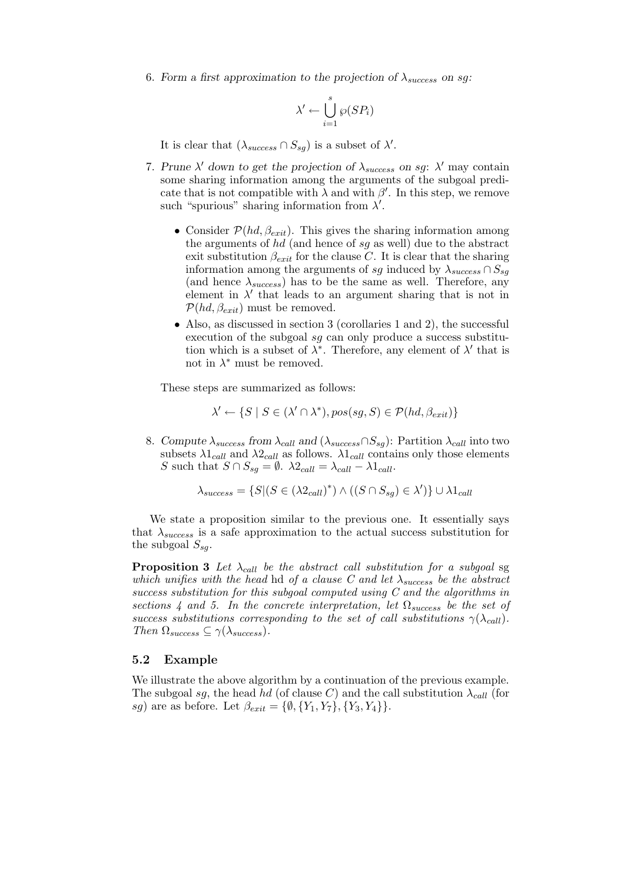6. *Form a first approximation to the projection of $\lambda_{success}$ on sg:*

$$\lambda' \leftarrow \bigcup_{i=1}^{s} \wp(SP_i)$$

It is clear that $(\lambda_{success} \cap S_{sg})$ is a subset of $\lambda'$.

7. *Prune $\lambda'$ down to get the projection of $\lambda_{success}$ on sg*: $\lambda'$ may contain some sharing information among the arguments of the subgoal predicate that is not compatible with $\lambda$ and with $\beta'$. In this step, we remove such "spurious" sharing information from $\lambda'$.

   - Consider $\mathcal{P}(hd, \beta_{exit})$. This gives the sharing information among the arguments of $hd$ (and hence of $sg$ as well) due to the abstract exit substitution $\beta_{exit}$ for the clause $C$. It is clear that the sharing information among the arguments of $sg$ induced by $\lambda_{success} \cap S_{sg}$ (and hence $\lambda_{success}$) has to be the same as well. Therefore, any element in $\lambda'$ that leads to an argument sharing that is not in $\mathcal{P}(hd, \beta_{exit})$ must be removed.
   - Also, as discussed in section 3 (corollaries 1 and 2), the successful execution of the subgoal $sg$ can only produce a success substitution which is a subset of $\lambda^*$. Therefore, any element of $\lambda'$ that is not in $\lambda^*$ must be removed.

   These steps are summarized as follows:

$$\lambda' \leftarrow \{S \mid S \in (\lambda' \cap \lambda^*), pos(sg, S) \in \mathcal{P}(hd, \beta_{exit})\}$$

8. *Compute $\lambda_{success}$ from $\lambda_{call}$ and $(\lambda_{success} \cap S_{sg})$*: Partition $\lambda_{call}$ into two subsets $\lambda 1_{call}$ and $\lambda 2_{call}$ as follows. $\lambda 1_{call}$ contains only those elements $S$ such that $S \cap S_{sg} = \emptyset$. $\lambda 2_{call} = \lambda_{call} - \lambda 1_{call}$.

$$\lambda_{success} = \{S | (S \in (\lambda 2_{call})^*) \wedge ((S \cap S_{sg}) \in \lambda')\} \cup \lambda 1_{call}$$

We state a proposition similar to the previous one. It essentially says that $\lambda_{success}$ is a safe approximation to the actual success substitution for the subgoal $S_{sg}$.

**Proposition 3** *Let $\lambda_{call}$ be the abstract call substitution for a subgoal* sg *which unifies with the head* hd *of a clause $C$ and let $\lambda_{success}$ be the abstract success substitution for this subgoal computed using $C$ and the algorithms in sections 4 and 5. In the concrete interpretation, let $\Omega_{success}$ be the set of success substitutions corresponding to the set of call substitutions $\gamma(\lambda_{call})$. Then $\Omega_{success} \subseteq \gamma(\lambda_{success})$.*

### 5.2 Example

We illustrate the above algorithm by a continuation of the previous example. The subgoal $sg$, the head $hd$ (of clause $C$) and the call substitution $\lambda_{call}$ (for $sg$) are as before. Let $\beta_{exit} = \{\emptyset, \{Y_1, Y_7\}, \{Y_3, Y_4\}\}$.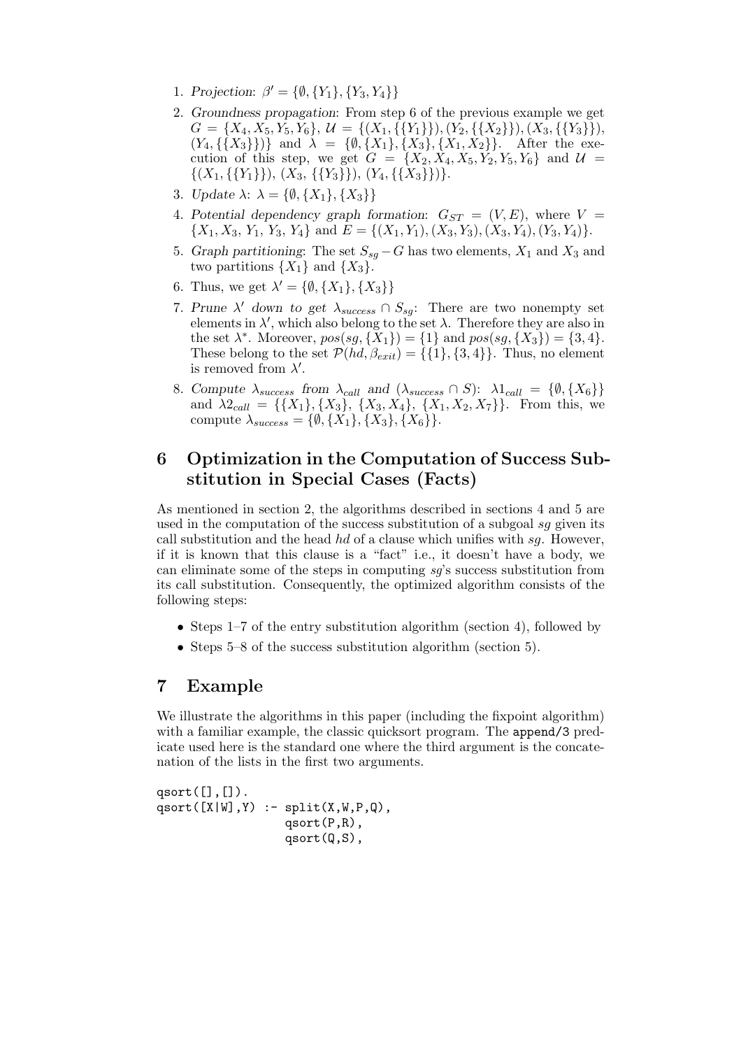1. *Projection*: $\beta' = \{\emptyset, \{Y_1\}, \{Y_3, Y_4\}\}$
2. *Groundness propagation*: From step 6 of the previous example we get $G = \{X_4, X_5, Y_5, Y_6\}$, $\mathcal{U} = \{(X_1, \{\{Y_1\}\}), (Y_2, \{\{X_2\}\}), (X_3, \{\{Y_3\}\}), (Y_4, \{\{X_3\}\})\}$ and $\lambda = \{\emptyset, \{X_1\}, \{X_3\}, \{X_1, X_2\}\}$. After the execution of this step, we get $G = \{X_2, X_4, X_5, Y_2, Y_5, Y_6\}$ and $\mathcal{U} = \{(X_1, \{\{Y_1\}\}), (X_3, \{\{Y_3\}\}), (Y_4, \{\{X_3\}\})\}$.
3. *Update* $\lambda$: $\lambda = \{\emptyset, \{X_1\}, \{X_3\}\}$
4. *Potential dependency graph formation*: $G_{ST} = (V, E)$, where $V = \{X_1, X_3, Y_1, Y_3, Y_4\}$ and $E = \{(X_1, Y_1), (X_3, Y_3), (X_3, Y_4), (Y_3, Y_4)\}$.
5. *Graph partitioning*: The set $S_{sg} - G$ has two elements, $X_1$ and $X_3$ and two partitions $\{X_1\}$ and $\{X_3\}$.
6. Thus, we get $\lambda' = \{\emptyset, \{X_1\}, \{X_3\}\}$
7. *Prune* $\lambda'$ *down to get* $\lambda_{success} \cap S_{sg}$: There are two nonempty set elements in $\lambda'$, which also belong to the set $\lambda$. Therefore they are also in the set $\lambda^*$. Moreover, $pos(sg, \{X_1\}) = \{1\}$ and $pos(sg, \{X_3\}) = \{3, 4\}$. These belong to the set $\mathcal{P}(hd, \beta_{exit}) = \{\{1\}, \{3, 4\}\}$. Thus, no element is removed from $\lambda'$.
8. *Compute* $\lambda_{success}$ *from* $\lambda_{call}$ *and* $(\lambda_{success} \cap S)$: $\lambda1_{call} = \{\emptyset, \{X_6\}\}$ and $\lambda2_{call} = \{\{X_1\}, \{X_3\}, \{X_3, X_4\}, \{X_1, X_2, X_7\}\}$. From this, we compute $\lambda_{success} = \{\emptyset, \{X_1\}, \{X_3\}, \{X_6\}\}$.

## 6 Optimization in the Computation of Success Substitution in Special Cases (Facts)

As mentioned in section 2, the algorithms described in sections 4 and 5 are used in the computation of the success substitution of a subgoal *sg* given its call substitution and the head *hd* of a clause which unifies with *sg*. However, if it is known that this clause is a "fact" i.e., it doesn't have a body, we can eliminate some of the steps in computing *sg*'s success substitution from its call substitution. Consequently, the optimized algorithm consists of the following steps:

- Steps 1–7 of the entry substitution algorithm (section 4), followed by
- Steps 5–8 of the success substitution algorithm (section 5).

## 7 Example

We illustrate the algorithms in this paper (including the fixpoint algorithm) with a familiar example, the classic quicksort program. The `append/3` predicate used here is the standard one where the third argument is the concatenation of the lists in the first two arguments.

```
qsort([],[]).
qsort([X|W],Y) :- split(X,W,P,Q),
                  qsort(P,R),
                  qsort(Q,S),
```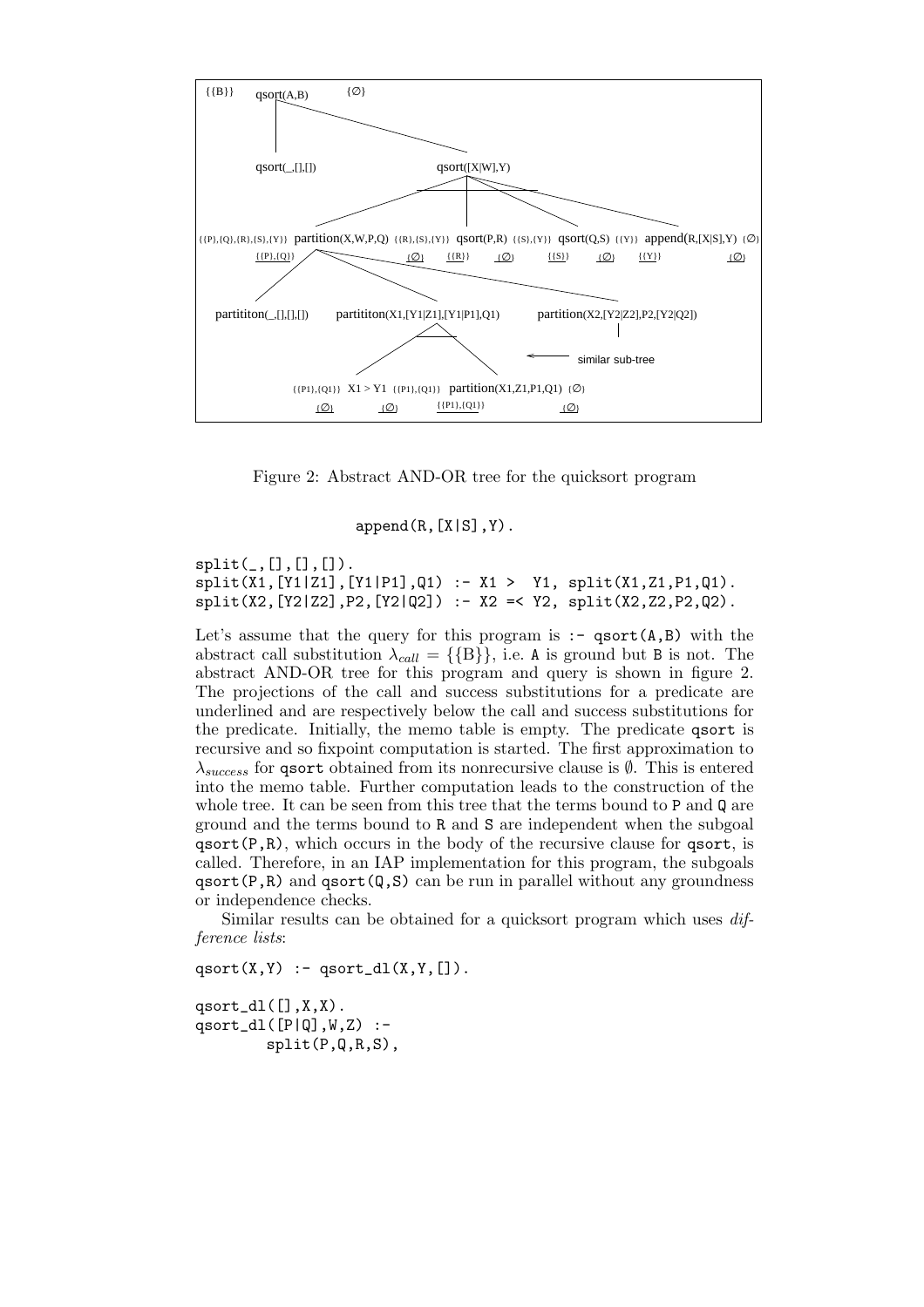Figure 2: Abstract AND-OR tree for the quicksort program

```
                append(R,[X|S],Y).

split(_,[],[],[]).
split(X1,[Y1|Z1],[Y1|P1],Q1) :- X1 >  Y1, split(X1,Z1,P1,Q1).
split(X2,[Y2|Z2],P2,[Y2|Q2]) :- X2 =< Y2, split(X2,Z2,P2,Q2).
```

Let's assume that the query for this program is `:- qsort(A,B)` with the abstract call substitution $\lambda_{call} = \{\{B\}\}$, i.e. `A` is ground but `B` is not. The abstract AND-OR tree for this program and query is shown in figure 2. The projections of the call and success substitutions for a predicate are underlined and are respectively below the call and success substitutions for the predicate. Initially, the memo table is empty. The predicate `qsort` is recursive and so fixpoint computation is started. The first approximation to $\lambda_{success}$ for `qsort` obtained from its nonrecursive clause is $\emptyset$. This is entered into the memo table. Further computation leads to the construction of the whole tree. It can be seen from this tree that the terms bound to `P` and `Q` are ground and the terms bound to `R` and `S` are independent when the subgoal `qsort(P,R)`, which occurs in the body of the recursive clause for `qsort`, is called. Therefore, in an IAP implementation for this program, the subgoals `qsort(P,R)` and `qsort(Q,S)` can be run in parallel without any groundness or independence checks.

Similar results can be obtained for a quicksort program which uses *difference lists*:

```
qsort(X,Y) :- qsort_dl(X,Y,[]).

qsort_dl([],X,X).
qsort_dl([P|Q],W,Z) :-
        split(P,Q,R,S),
```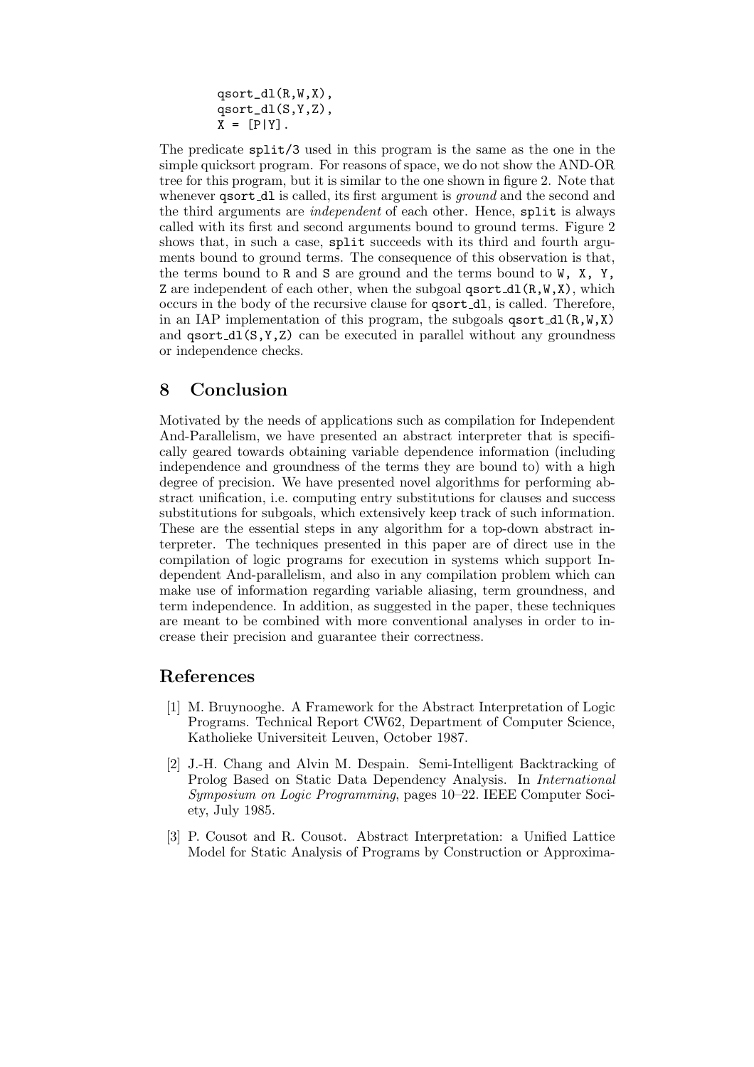```
qsort_dl(R,W,X),
qsort_dl(S,Y,Z),
X = [P|Y].
```

The predicate `split/3` used in this program is the same as the one in the simple quicksort program. For reasons of space, we do not show the AND-OR tree for this program, but it is similar to the one shown in figure 2. Note that whenever `qsort_dl` is called, its first argument is *ground* and the second and the third arguments are *independent* of each other. Hence, `split` is always called with its first and second arguments bound to ground terms. Figure 2 shows that, in such a case, `split` succeeds with its third and fourth arguments bound to ground terms. The consequence of this observation is that, the terms bound to `R` and `S` are ground and the terms bound to `W, X, Y, Z` are independent of each other, when the subgoal `qsort_dl(R,W,X)`, which occurs in the body of the recursive clause for `qsort_dl`, is called. Therefore, in an IAP implementation of this program, the subgoals `qsort_dl(R,W,X)` and `qsort_dl(S,Y,Z)` can be executed in parallel without any groundness or independence checks.

## 8 Conclusion

Motivated by the needs of applications such as compilation for Independent And-Parallelism, we have presented an abstract interpreter that is specifically geared towards obtaining variable dependence information (including independence and groundness of the terms they are bound to) with a high degree of precision. We have presented novel algorithms for performing abstract unification, i.e. computing entry substitutions for clauses and success substitutions for subgoals, which extensively keep track of such information. These are the essential steps in any algorithm for a top-down abstract interpreter. The techniques presented in this paper are of direct use in the compilation of logic programs for execution in systems which support Independent And-parallelism, and also in any compilation problem which can make use of information regarding variable aliasing, term groundness, and term independence. In addition, as suggested in the paper, these techniques are meant to be combined with more conventional analyses in order to increase their precision and guarantee their correctness.

## References

[1] M. Bruynooghe. A Framework for the Abstract Interpretation of Logic Programs. Technical Report CW62, Department of Computer Science, Katholieke Universiteit Leuven, October 1987.

[2] J.-H. Chang and Alvin M. Despain. Semi-Intelligent Backtracking of Prolog Based on Static Data Dependency Analysis. In *International Symposium on Logic Programming*, pages 10–22. IEEE Computer Society, July 1985.

[3] P. Cousot and R. Cousot. Abstract Interpretation: a Unified Lattice Model for Static Analysis of Programs by Construction or Approxima-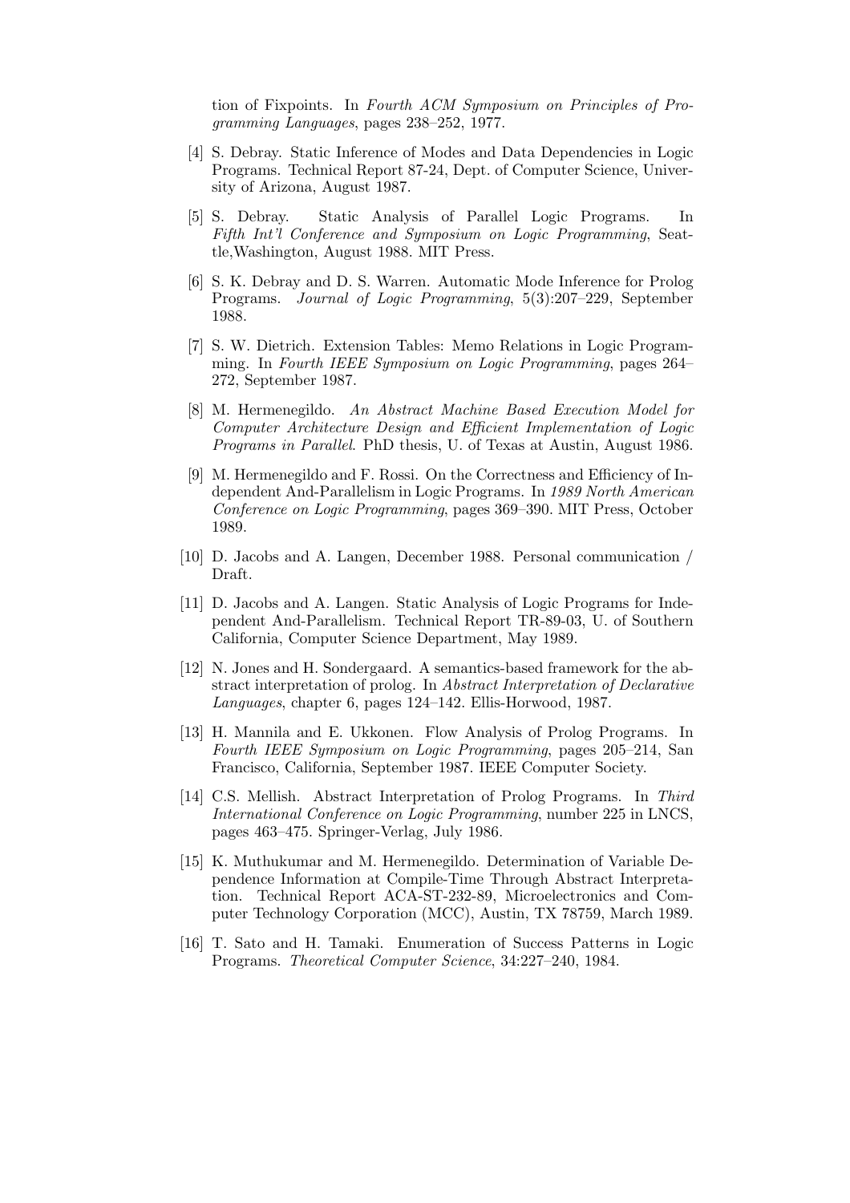tion of Fixpoints. In *Fourth ACM Symposium on Principles of Programming Languages*, pages 238–252, 1977.

[4] S. Debray. Static Inference of Modes and Data Dependencies in Logic Programs. Technical Report 87-24, Dept. of Computer Science, University of Arizona, August 1987.

[5] S. Debray. Static Analysis of Parallel Logic Programs. In *Fifth Int'l Conference and Symposium on Logic Programming*, Seattle,Washington, August 1988. MIT Press.

[6] S. K. Debray and D. S. Warren. Automatic Mode Inference for Prolog Programs. *Journal of Logic Programming*, 5(3):207–229, September 1988.

[7] S. W. Dietrich. Extension Tables: Memo Relations in Logic Programming. In *Fourth IEEE Symposium on Logic Programming*, pages 264–272, September 1987.

[8] M. Hermenegildo. *An Abstract Machine Based Execution Model for Computer Architecture Design and Efficient Implementation of Logic Programs in Parallel*. PhD thesis, U. of Texas at Austin, August 1986.

[9] M. Hermenegildo and F. Rossi. On the Correctness and Efficiency of Independent And-Parallelism in Logic Programs. In *1989 North American Conference on Logic Programming*, pages 369–390. MIT Press, October 1989.

[10] D. Jacobs and A. Langen, December 1988. Personal communication / Draft.

[11] D. Jacobs and A. Langen. Static Analysis of Logic Programs for Independent And-Parallelism. Technical Report TR-89-03, U. of Southern California, Computer Science Department, May 1989.

[12] N. Jones and H. Sondergaard. A semantics-based framework for the abstract interpretation of prolog. In *Abstract Interpretation of Declarative Languages*, chapter 6, pages 124–142. Ellis-Horwood, 1987.

[13] H. Mannila and E. Ukkonen. Flow Analysis of Prolog Programs. In *Fourth IEEE Symposium on Logic Programming*, pages 205–214, San Francisco, California, September 1987. IEEE Computer Society.

[14] C.S. Mellish. Abstract Interpretation of Prolog Programs. In *Third International Conference on Logic Programming*, number 225 in LNCS, pages 463–475. Springer-Verlag, July 1986.

[15] K. Muthukumar and M. Hermenegildo. Determination of Variable Dependence Information at Compile-Time Through Abstract Interpretation. Technical Report ACA-ST-232-89, Microelectronics and Computer Technology Corporation (MCC), Austin, TX 78759, March 1989.

[16] T. Sato and H. Tamaki. Enumeration of Success Patterns in Logic Programs. *Theoretical Computer Science*, 34:227–240, 1984.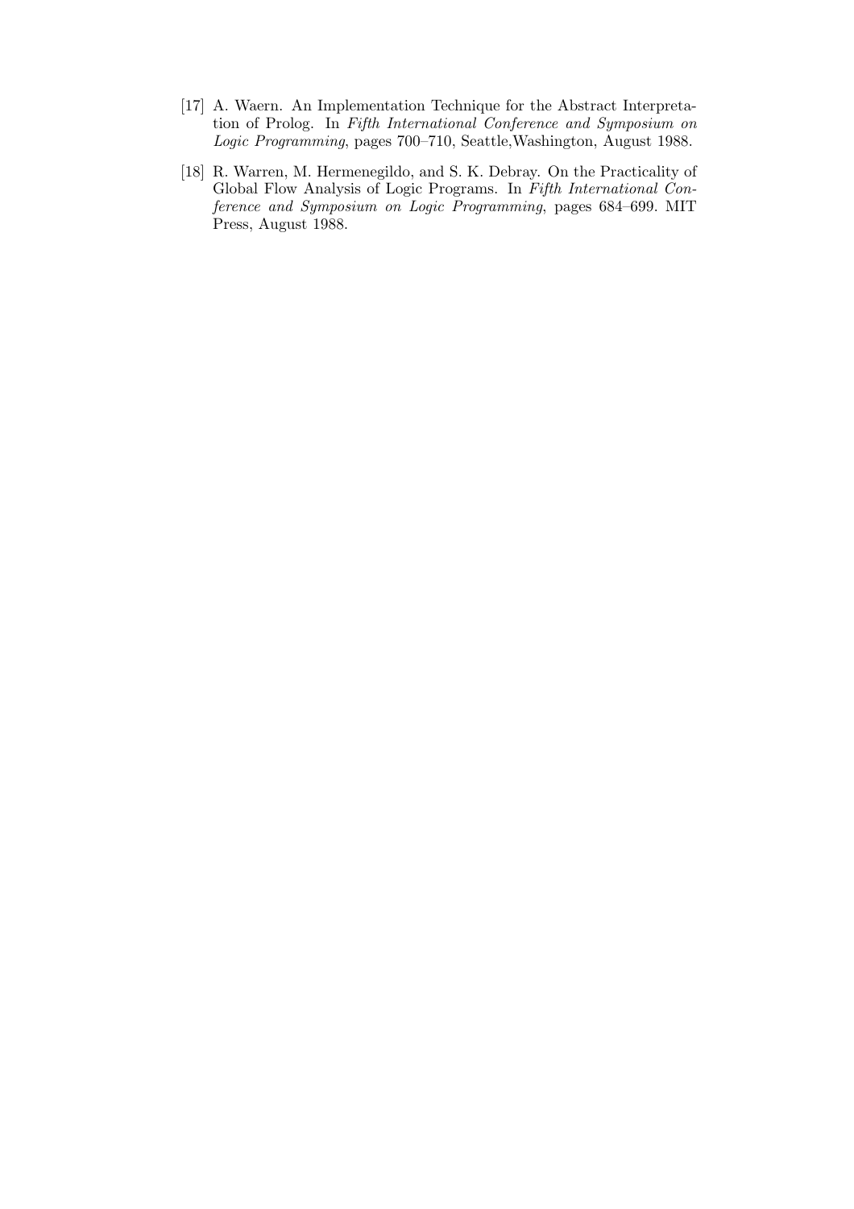[17] A. Waern. An Implementation Technique for the Abstract Interpretation of Prolog. In *Fifth International Conference and Symposium on Logic Programming*, pages 700–710, Seattle,Washington, August 1988.

[18] R. Warren, M. Hermenegildo, and S. K. Debray. On the Practicality of Global Flow Analysis of Logic Programs. In *Fifth International Conference and Symposium on Logic Programming*, pages 684–699. MIT Press, August 1988.